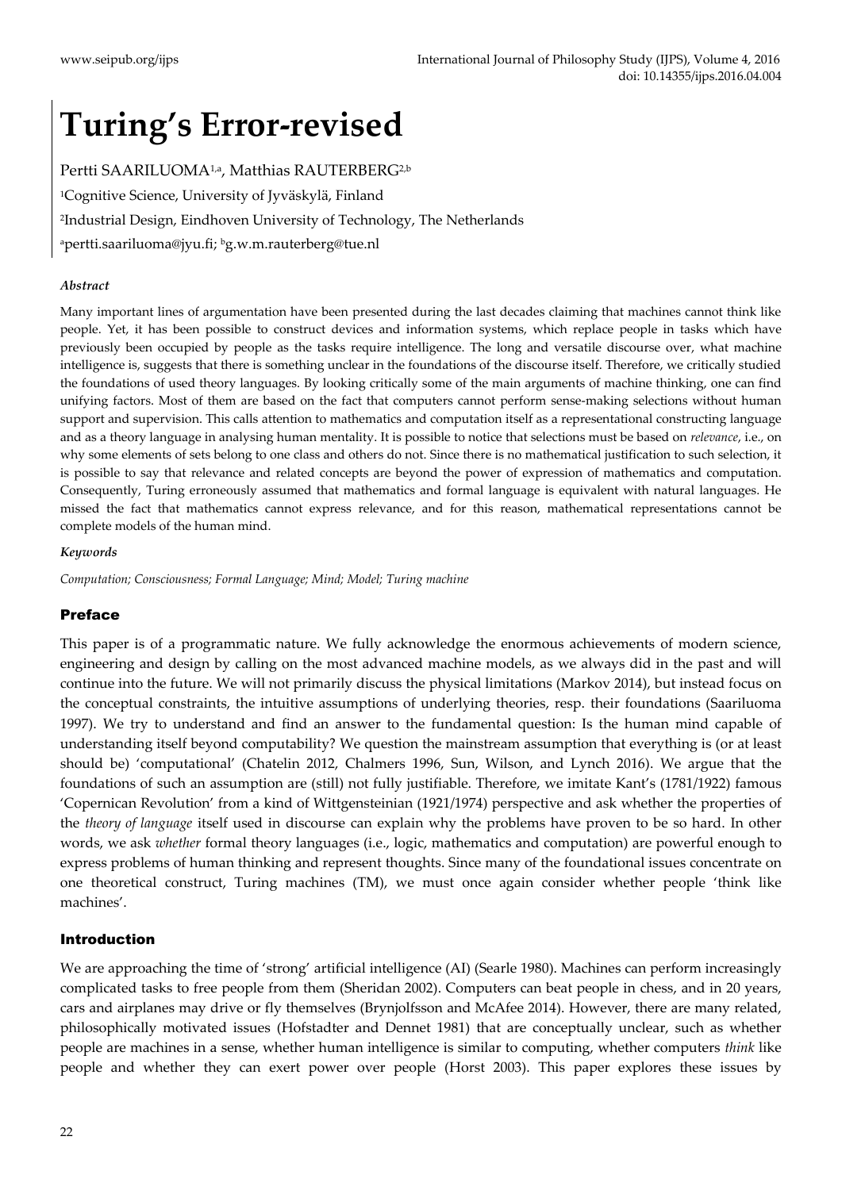# Turing's Error-revised

Pertti SAARILUOMA[1,a], Matthias RAUTERBERG[2,b]

[1]Cognitive Science, University of Jyväskylä, Finland

[2]Industrial Design, Eindhoven University of Technology, The Netherlands

[a]pertti.saariluoma@jyu.fi; [b]g.w.m.rauterberg@tue.nl

***Abstract***

Many important lines of argumentation have been presented during the last decades claiming that machines cannot think like people. Yet, it has been possible to construct devices and information systems, which replace people in tasks which have previously been occupied by people as the tasks require intelligence. The long and versatile discourse over, what machine intelligence is, suggests that there is something unclear in the foundations of the discourse itself. Therefore, we critically studied the foundations of used theory languages. By looking critically some of the main arguments of machine thinking, one can find unifying factors. Most of them are based on the fact that computers cannot perform sense-making selections without human support and supervision. This calls attention to mathematics and computation itself as a representational constructing language and as a theory language in analysing human mentality. It is possible to notice that selections must be based on *relevance*, i.e., on why some elements of sets belong to one class and others do not. Since there is no mathematical justification to such selection, it is possible to say that relevance and related concepts are beyond the power of expression of mathematics and computation. Consequently, Turing erroneously assumed that mathematics and formal language is equivalent with natural languages. He missed the fact that mathematics cannot express relevance, and for this reason, mathematical representations cannot be complete models of the human mind.

***Keywords***

*Computation; Consciousness; Formal Language; Mind; Model; Turing machine*

## Preface

This paper is of a programmatic nature. We fully acknowledge the enormous achievements of modern science, engineering and design by calling on the most advanced machine models, as we always did in the past and will continue into the future. We will not primarily discuss the physical limitations (Markov 2014), but instead focus on the conceptual constraints, the intuitive assumptions of underlying theories, resp. their foundations (Saariluoma 1997). We try to understand and find an answer to the fundamental question: Is the human mind capable of understanding itself beyond computability? We question the mainstream assumption that everything is (or at least should be) 'computational' (Chatelin 2012, Chalmers 1996, Sun, Wilson, and Lynch 2016). We argue that the foundations of such an assumption are (still) not fully justifiable. Therefore, we imitate Kant's (1781/1922) famous 'Copernican Revolution' from a kind of Wittgensteinian (1921/1974) perspective and ask whether the properties of the *theory of language* itself used in discourse can explain why the problems have proven to be so hard. In other words, we ask *whether* formal theory languages (i.e., logic, mathematics and computation) are powerful enough to express problems of human thinking and represent thoughts. Since many of the foundational issues concentrate on one theoretical construct, Turing machines (TM), we must once again consider whether people 'think like machines'.

## Introduction

We are approaching the time of 'strong' artificial intelligence (AI) (Searle 1980). Machines can perform increasingly complicated tasks to free people from them (Sheridan 2002). Computers can beat people in chess, and in 20 years, cars and airplanes may drive or fly themselves (Brynjolfsson and McAfee 2014). However, there are many related, philosophically motivated issues (Hofstadter and Dennet 1981) that are conceptually unclear, such as whether people are machines in a sense, whether human intelligence is similar to computing, whether computers *think* like people and whether they can exert power over people (Horst 2003). This paper explores these issues by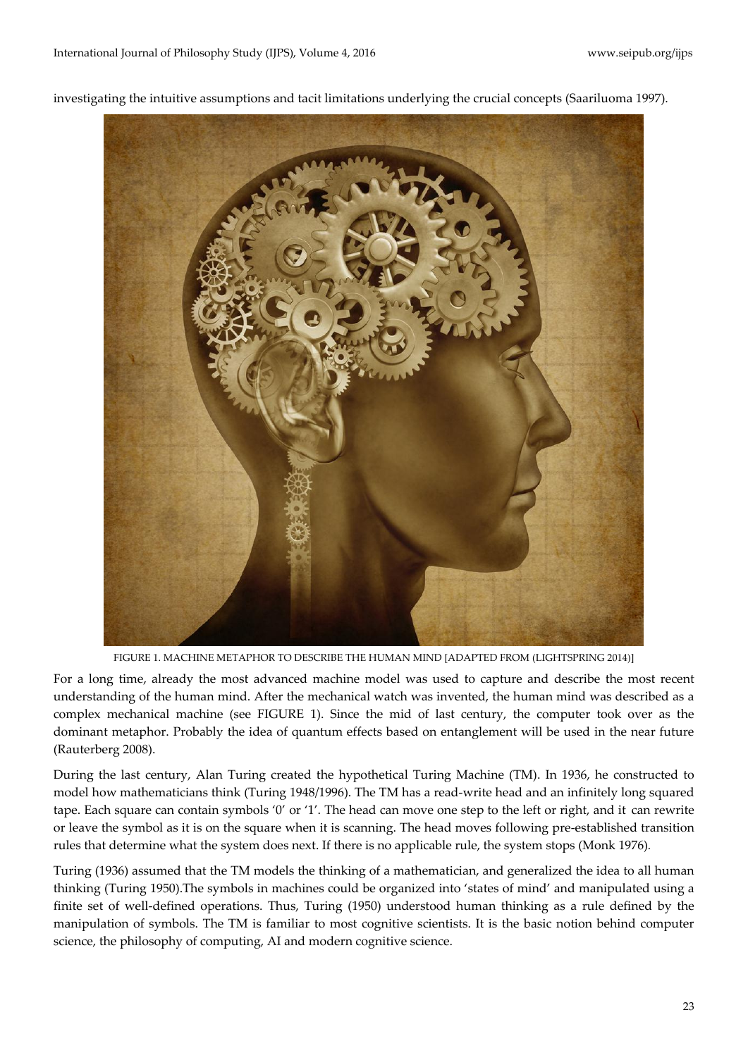investigating the intuitive assumptions and tacit limitations underlying the crucial concepts (Saariluoma 1997).

FIGURE 1. MACHINE METAPHOR TO DESCRIBE THE HUMAN MIND [ADAPTED FROM (LIGHTSPRING 2014)]

For a long time, already the most advanced machine model was used to capture and describe the most recent understanding of the human mind. After the mechanical watch was invented, the human mind was described as a complex mechanical machine (see FIGURE 1). Since the mid of last century, the computer took over as the dominant metaphor. Probably the idea of quantum effects based on entanglement will be used in the near future (Rauterberg 2008).

During the last century, Alan Turing created the hypothetical Turing Machine (TM). In 1936, he constructed to model how mathematicians think (Turing 1948/1996). The TM has a read-write head and an infinitely long squared tape. Each square can contain symbols '0' or '1'. The head can move one step to the left or right, and it can rewrite or leave the symbol as it is on the square when it is scanning. The head moves following pre-established transition rules that determine what the system does next. If there is no applicable rule, the system stops (Monk 1976).

Turing (1936) assumed that the TM models the thinking of a mathematician, and generalized the idea to all human thinking (Turing 1950).The symbols in machines could be organized into 'states of mind' and manipulated using a finite set of well-defined operations. Thus, Turing (1950) understood human thinking as a rule defined by the manipulation of symbols. The TM is familiar to most cognitive scientists. It is the basic notion behind computer science, the philosophy of computing, AI and modern cognitive science.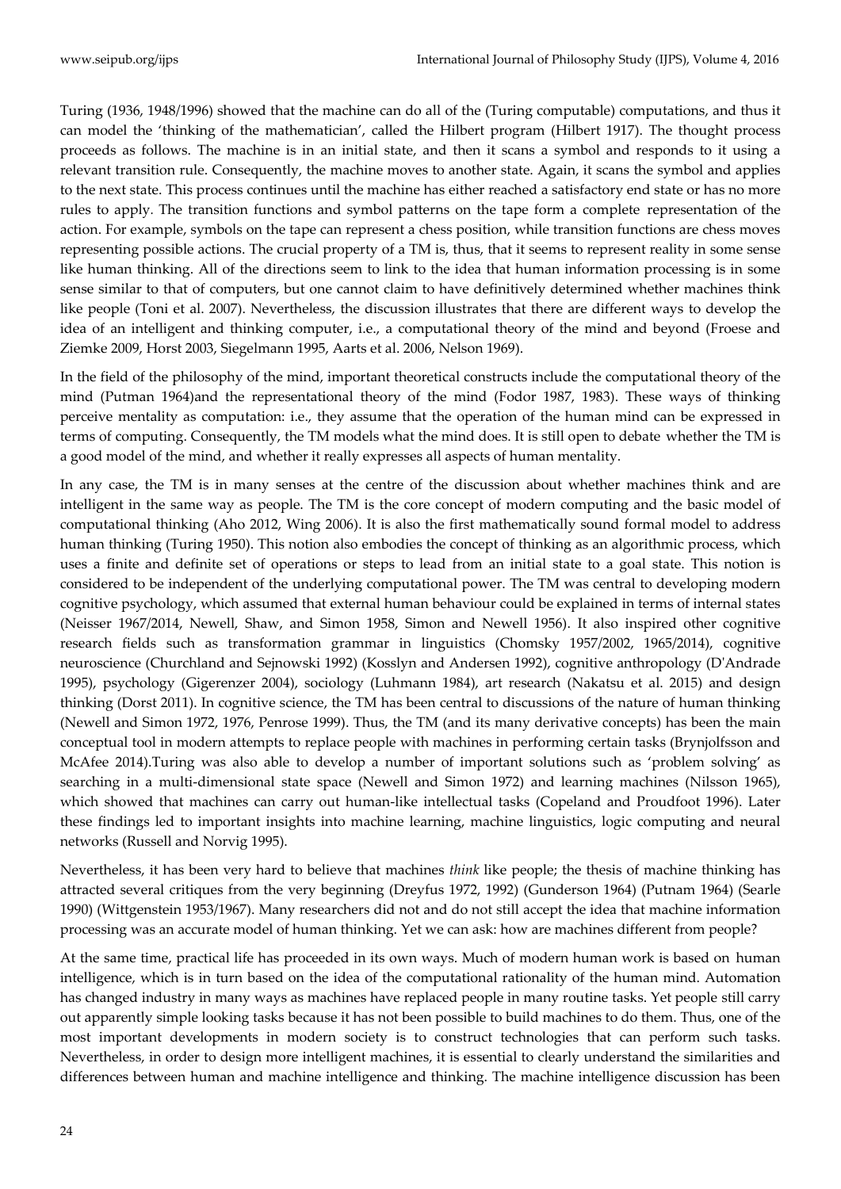Turing (1936, 1948/1996) showed that the machine can do all of the (Turing computable) computations, and thus it can model the 'thinking of the mathematician', called the Hilbert program (Hilbert 1917). The thought process proceeds as follows. The machine is in an initial state, and then it scans a symbol and responds to it using a relevant transition rule. Consequently, the machine moves to another state. Again, it scans the symbol and applies to the next state. This process continues until the machine has either reached a satisfactory end state or has no more rules to apply. The transition functions and symbol patterns on the tape form a complete representation of the action. For example, symbols on the tape can represent a chess position, while transition functions are chess moves representing possible actions. The crucial property of a TM is, thus, that it seems to represent reality in some sense like human thinking. All of the directions seem to link to the idea that human information processing is in some sense similar to that of computers, but one cannot claim to have definitively determined whether machines think like people (Toni et al. 2007). Nevertheless, the discussion illustrates that there are different ways to develop the idea of an intelligent and thinking computer, i.e., a computational theory of the mind and beyond (Froese and Ziemke 2009, Horst 2003, Siegelmann 1995, Aarts et al. 2006, Nelson 1969).

In the field of the philosophy of the mind, important theoretical constructs include the computational theory of the mind (Putman 1964)and the representational theory of the mind (Fodor 1987, 1983). These ways of thinking perceive mentality as computation: i.e., they assume that the operation of the human mind can be expressed in terms of computing. Consequently, the TM models what the mind does. It is still open to debate whether the TM is a good model of the mind, and whether it really expresses all aspects of human mentality.

In any case, the TM is in many senses at the centre of the discussion about whether machines think and are intelligent in the same way as people. The TM is the core concept of modern computing and the basic model of computational thinking (Aho 2012, Wing 2006). It is also the first mathematically sound formal model to address human thinking (Turing 1950). This notion also embodies the concept of thinking as an algorithmic process, which uses a finite and definite set of operations or steps to lead from an initial state to a goal state. This notion is considered to be independent of the underlying computational power. The TM was central to developing modern cognitive psychology, which assumed that external human behaviour could be explained in terms of internal states (Neisser 1967/2014, Newell, Shaw, and Simon 1958, Simon and Newell 1956). It also inspired other cognitive research fields such as transformation grammar in linguistics (Chomsky 1957/2002, 1965/2014), cognitive neuroscience (Churchland and Sejnowski 1992) (Kosslyn and Andersen 1992), cognitive anthropology (D'Andrade 1995), psychology (Gigerenzer 2004), sociology (Luhmann 1984), art research (Nakatsu et al. 2015) and design thinking (Dorst 2011). In cognitive science, the TM has been central to discussions of the nature of human thinking (Newell and Simon 1972, 1976, Penrose 1999). Thus, the TM (and its many derivative concepts) has been the main conceptual tool in modern attempts to replace people with machines in performing certain tasks (Brynjolfsson and McAfee 2014).Turing was also able to develop a number of important solutions such as 'problem solving' as searching in a multi-dimensional state space (Newell and Simon 1972) and learning machines (Nilsson 1965), which showed that machines can carry out human-like intellectual tasks (Copeland and Proudfoot 1996). Later these findings led to important insights into machine learning, machine linguistics, logic computing and neural networks (Russell and Norvig 1995).

Nevertheless, it has been very hard to believe that machines *think* like people; the thesis of machine thinking has attracted several critiques from the very beginning (Dreyfus 1972, 1992) (Gunderson 1964) (Putnam 1964) (Searle 1990) (Wittgenstein 1953/1967). Many researchers did not and do not still accept the idea that machine information processing was an accurate model of human thinking. Yet we can ask: how are machines different from people?

At the same time, practical life has proceeded in its own ways. Much of modern human work is based on human intelligence, which is in turn based on the idea of the computational rationality of the human mind. Automation has changed industry in many ways as machines have replaced people in many routine tasks. Yet people still carry out apparently simple looking tasks because it has not been possible to build machines to do them. Thus, one of the most important developments in modern society is to construct technologies that can perform such tasks. Nevertheless, in order to design more intelligent machines, it is essential to clearly understand the similarities and differences between human and machine intelligence and thinking. The machine intelligence discussion has been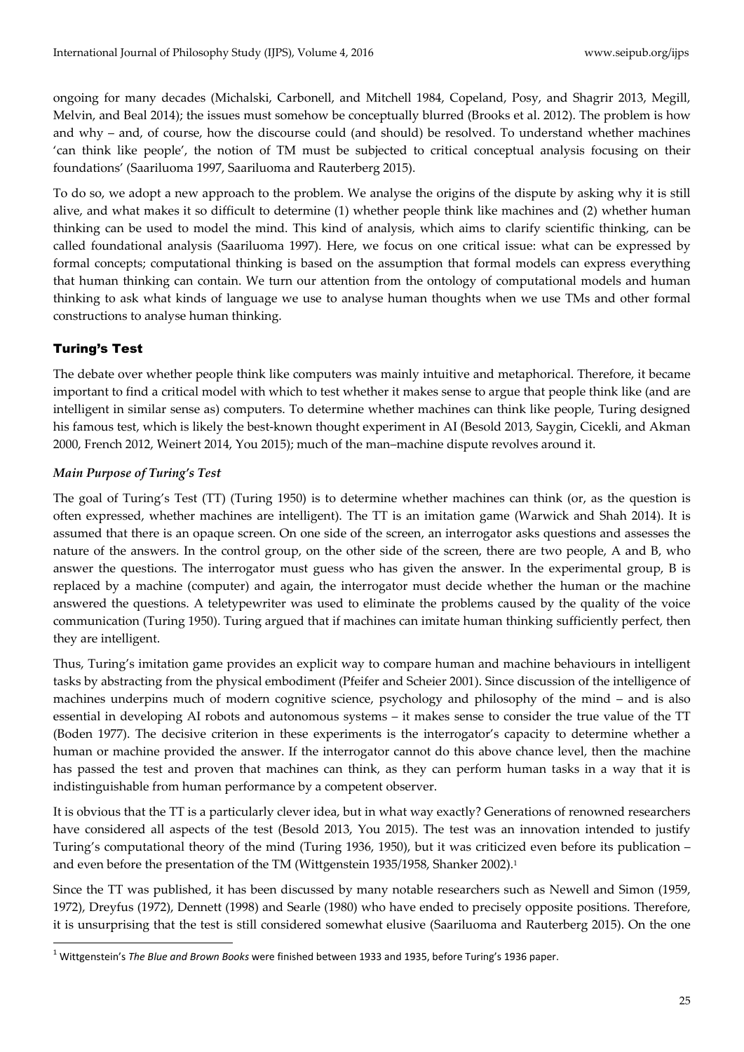ongoing for many decades (Michalski, Carbonell, and Mitchell 1984, Copeland, Posy, and Shagrir 2013, Megill, Melvin, and Beal 2014); the issues must somehow be conceptually blurred (Brooks et al. 2012). The problem is how and why – and, of course, how the discourse could (and should) be resolved. To understand whether machines 'can think like people', the notion of TM must be subjected to critical conceptual analysis focusing on their foundations' (Saariluoma 1997, Saariluoma and Rauterberg 2015).

To do so, we adopt a new approach to the problem. We analyse the origins of the dispute by asking why it is still alive, and what makes it so difficult to determine (1) whether people think like machines and (2) whether human thinking can be used to model the mind. This kind of analysis, which aims to clarify scientific thinking, can be called foundational analysis (Saariluoma 1997). Here, we focus on one critical issue: what can be expressed by formal concepts; computational thinking is based on the assumption that formal models can express everything that human thinking can contain. We turn our attention from the ontology of computational models and human thinking to ask what kinds of language we use to analyse human thoughts when we use TMs and other formal constructions to analyse human thinking.

## Turing's Test

The debate over whether people think like computers was mainly intuitive and metaphorical. Therefore, it became important to find a critical model with which to test whether it makes sense to argue that people think like (and are intelligent in similar sense as) computers. To determine whether machines can think like people, Turing designed his famous test, which is likely the best-known thought experiment in AI (Besold 2013, Saygin, Cicekli, and Akman 2000, French 2012, Weinert 2014, You 2015); much of the man–machine dispute revolves around it.

### *Main Purpose of Turing's Test*

The goal of Turing's Test (TT) (Turing 1950) is to determine whether machines can think (or, as the question is often expressed, whether machines are intelligent). The TT is an imitation game (Warwick and Shah 2014). It is assumed that there is an opaque screen. On one side of the screen, an interrogator asks questions and assesses the nature of the answers. In the control group, on the other side of the screen, there are two people, A and B, who answer the questions. The interrogator must guess who has given the answer. In the experimental group, B is replaced by a machine (computer) and again, the interrogator must decide whether the human or the machine answered the questions. A teletypewriter was used to eliminate the problems caused by the quality of the voice communication (Turing 1950). Turing argued that if machines can imitate human thinking sufficiently perfect, then they are intelligent.

Thus, Turing's imitation game provides an explicit way to compare human and machine behaviours in intelligent tasks by abstracting from the physical embodiment (Pfeifer and Scheier 2001). Since discussion of the intelligence of machines underpins much of modern cognitive science, psychology and philosophy of the mind – and is also essential in developing AI robots and autonomous systems – it makes sense to consider the true value of the TT (Boden 1977). The decisive criterion in these experiments is the interrogator's capacity to determine whether a human or machine provided the answer. If the interrogator cannot do this above chance level, then the machine has passed the test and proven that machines can think, as they can perform human tasks in a way that it is indistinguishable from human performance by a competent observer.

It is obvious that the TT is a particularly clever idea, but in what way exactly? Generations of renowned researchers have considered all aspects of the test (Besold 2013, You 2015). The test was an innovation intended to justify Turing's computational theory of the mind (Turing 1936, 1950), but it was criticized even before its publication – and even before the presentation of the TM (Wittgenstein 1935/1958, Shanker 2002).[1]

Since the TT was published, it has been discussed by many notable researchers such as Newell and Simon (1959, 1972), Dreyfus (1972), Dennett (1998) and Searle (1980) who have ended to precisely opposite positions. Therefore, it is unsurprising that the test is still considered somewhat elusive (Saariluoma and Rauterberg 2015). On the one

[1] Wittgenstein's *The Blue and Brown Books* were finished between 1933 and 1935, before Turing's 1936 paper.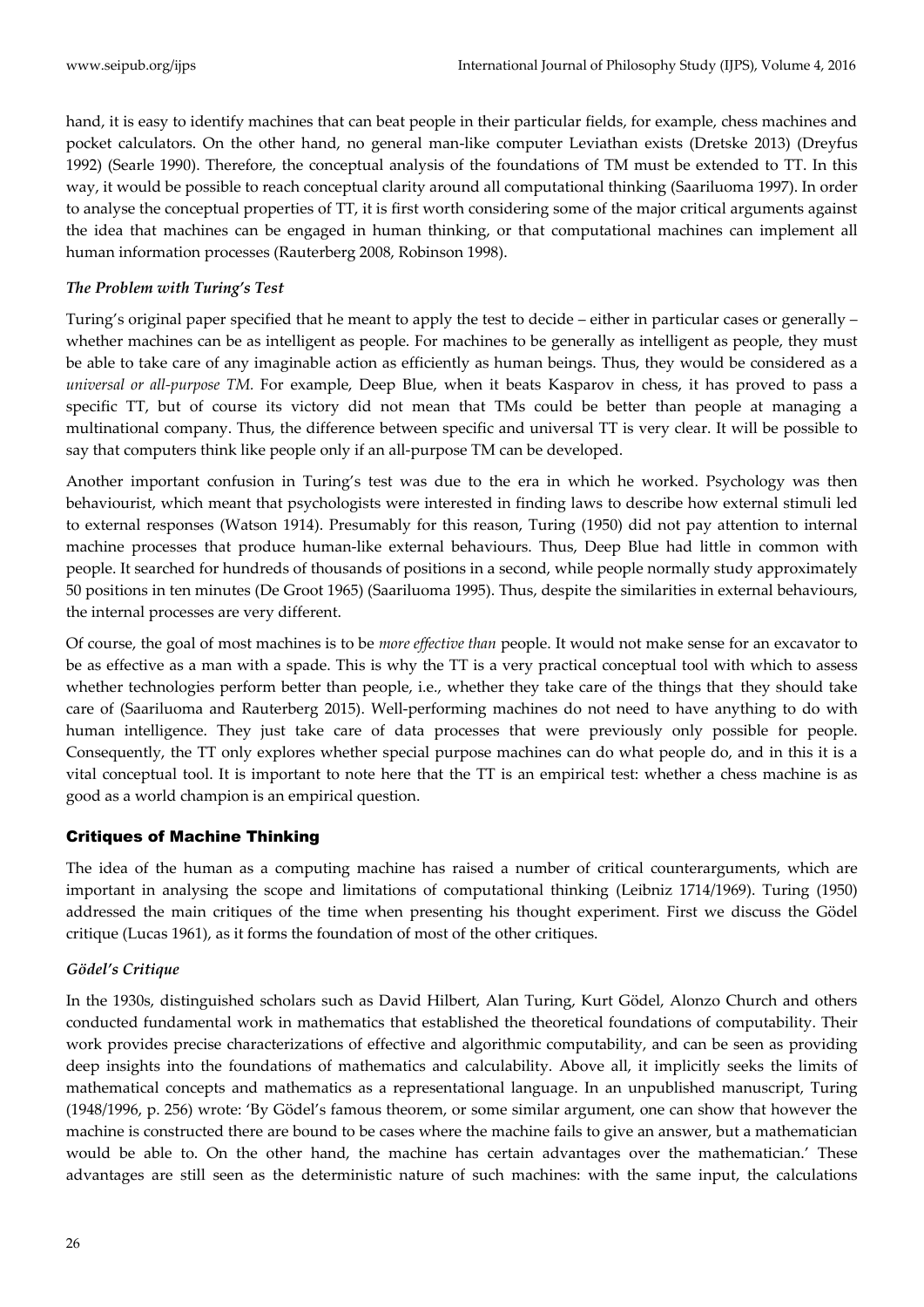hand, it is easy to identify machines that can beat people in their particular fields, for example, chess machines and pocket calculators. On the other hand, no general man-like computer Leviathan exists (Dretske 2013) (Dreyfus 1992) (Searle 1990). Therefore, the conceptual analysis of the foundations of TM must be extended to TT. In this way, it would be possible to reach conceptual clarity around all computational thinking (Saariluoma 1997). In order to analyse the conceptual properties of TT, it is first worth considering some of the major critical arguments against the idea that machines can be engaged in human thinking, or that computational machines can implement all human information processes (Rauterberg 2008, Robinson 1998).

### *The Problem with Turing's Test*

Turing's original paper specified that he meant to apply the test to decide – either in particular cases or generally – whether machines can be as intelligent as people. For machines to be generally as intelligent as people, they must be able to take care of any imaginable action as efficiently as human beings. Thus, they would be considered as a *universal or all-purpose TM.* For example, Deep Blue, when it beats Kasparov in chess, it has proved to pass a specific TT, but of course its victory did not mean that TMs could be better than people at managing a multinational company. Thus, the difference between specific and universal TT is very clear. It will be possible to say that computers think like people only if an all-purpose TM can be developed.

Another important confusion in Turing's test was due to the era in which he worked. Psychology was then behaviourist, which meant that psychologists were interested in finding laws to describe how external stimuli led to external responses (Watson 1914). Presumably for this reason, Turing (1950) did not pay attention to internal machine processes that produce human-like external behaviours. Thus, Deep Blue had little in common with people. It searched for hundreds of thousands of positions in a second, while people normally study approximately 50 positions in ten minutes (De Groot 1965) (Saariluoma 1995). Thus, despite the similarities in external behaviours, the internal processes are very different.

Of course, the goal of most machines is to be *more effective than* people. It would not make sense for an excavator to be as effective as a man with a spade. This is why the TT is a very practical conceptual tool with which to assess whether technologies perform better than people, i.e., whether they take care of the things that they should take care of (Saariluoma and Rauterberg 2015). Well-performing machines do not need to have anything to do with human intelligence. They just take care of data processes that were previously only possible for people. Consequently, the TT only explores whether special purpose machines can do what people do, and in this it is a vital conceptual tool. It is important to note here that the TT is an empirical test: whether a chess machine is as good as a world champion is an empirical question.

## Critiques of Machine Thinking

The idea of the human as a computing machine has raised a number of critical counterarguments, which are important in analysing the scope and limitations of computational thinking (Leibniz 1714/1969). Turing (1950) addressed the main critiques of the time when presenting his thought experiment. First we discuss the Gödel critique (Lucas 1961), as it forms the foundation of most of the other critiques.

### *Gödel's Critique*

In the 1930s, distinguished scholars such as David Hilbert, Alan Turing, Kurt Gödel, Alonzo Church and others conducted fundamental work in mathematics that established the theoretical foundations of computability. Their work provides precise characterizations of effective and algorithmic computability, and can be seen as providing deep insights into the foundations of mathematics and calculability. Above all, it implicitly seeks the limits of mathematical concepts and mathematics as a representational language. In an unpublished manuscript, Turing (1948/1996, p. 256) wrote: 'By Gödel's famous theorem, or some similar argument, one can show that however the machine is constructed there are bound to be cases where the machine fails to give an answer, but a mathematician would be able to. On the other hand, the machine has certain advantages over the mathematician.' These advantages are still seen as the deterministic nature of such machines: with the same input, the calculations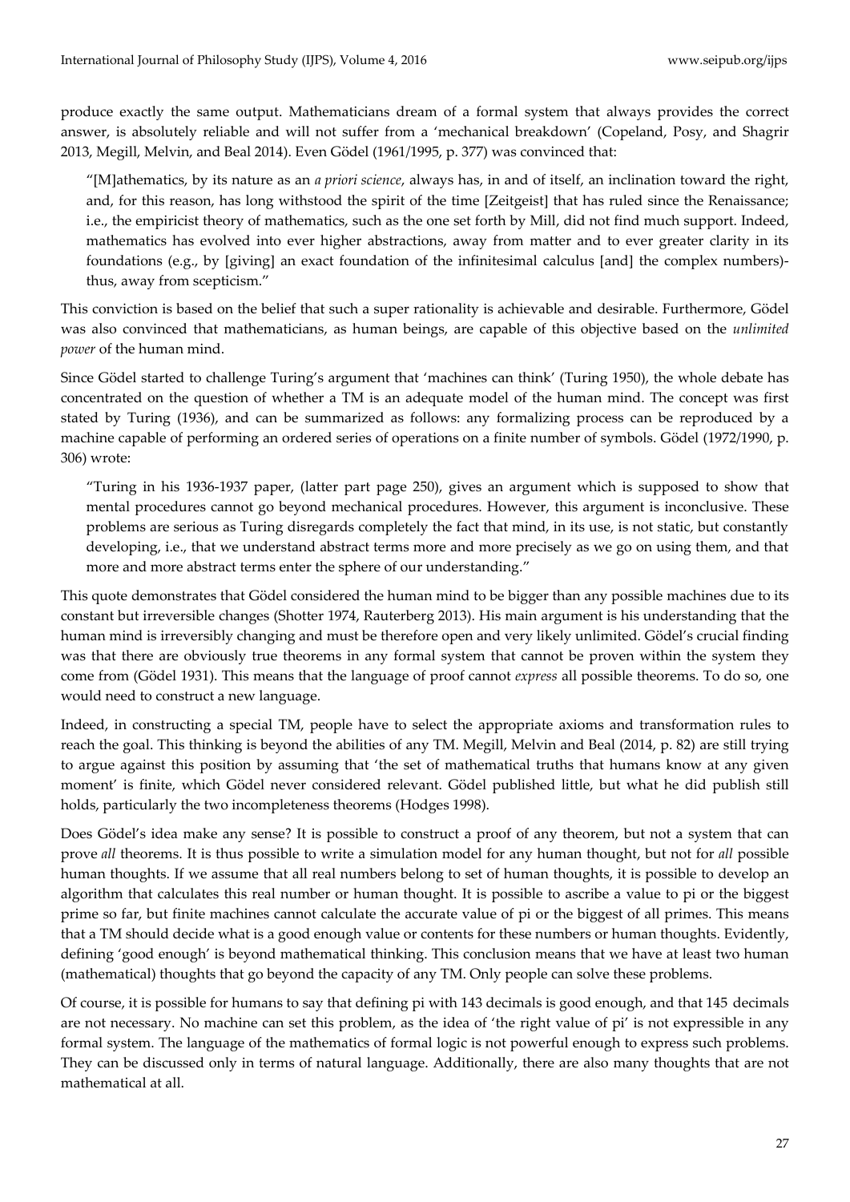produce exactly the same output. Mathematicians dream of a formal system that always provides the correct answer, is absolutely reliable and will not suffer from a 'mechanical breakdown' (Copeland, Posy, and Shagrir 2013, Megill, Melvin, and Beal 2014). Even Gödel (1961/1995, p. 377) was convinced that:

> "[M]athematics, by its nature as an *a priori science*, always has, in and of itself, an inclination toward the right, and, for this reason, has long withstood the spirit of the time [Zeitgeist] that has ruled since the Renaissance; i.e., the empiricist theory of mathematics, such as the one set forth by Mill, did not find much support. Indeed, mathematics has evolved into ever higher abstractions, away from matter and to ever greater clarity in its foundations (e.g., by [giving] an exact foundation of the infinitesimal calculus [and] the complex numbers)- thus, away from scepticism."

This conviction is based on the belief that such a super rationality is achievable and desirable. Furthermore, Gödel was also convinced that mathematicians, as human beings, are capable of this objective based on the *unlimited power* of the human mind.

Since Gödel started to challenge Turing's argument that 'machines can think' (Turing 1950), the whole debate has concentrated on the question of whether a TM is an adequate model of the human mind. The concept was first stated by Turing (1936), and can be summarized as follows: any formalizing process can be reproduced by a machine capable of performing an ordered series of operations on a finite number of symbols. Gödel (1972/1990, p. 306) wrote:

> "Turing in his 1936-1937 paper, (latter part page 250), gives an argument which is supposed to show that mental procedures cannot go beyond mechanical procedures. However, this argument is inconclusive. These problems are serious as Turing disregards completely the fact that mind, in its use, is not static, but constantly developing, i.e., that we understand abstract terms more and more precisely as we go on using them, and that more and more abstract terms enter the sphere of our understanding."

This quote demonstrates that Gödel considered the human mind to be bigger than any possible machines due to its constant but irreversible changes (Shotter 1974, Rauterberg 2013). His main argument is his understanding that the human mind is irreversibly changing and must be therefore open and very likely unlimited. Gödel's crucial finding was that there are obviously true theorems in any formal system that cannot be proven within the system they come from (Gödel 1931). This means that the language of proof cannot *express* all possible theorems. To do so, one would need to construct a new language.

Indeed, in constructing a special TM, people have to select the appropriate axioms and transformation rules to reach the goal. This thinking is beyond the abilities of any TM. Megill, Melvin and Beal (2014, p. 82) are still trying to argue against this position by assuming that 'the set of mathematical truths that humans know at any given moment' is finite, which Gödel never considered relevant. Gödel published little, but what he did publish still holds, particularly the two incompleteness theorems (Hodges 1998).

Does Gödel's idea make any sense? It is possible to construct a proof of any theorem, but not a system that can prove *all* theorems. It is thus possible to write a simulation model for any human thought, but not for *all* possible human thoughts. If we assume that all real numbers belong to set of human thoughts, it is possible to develop an algorithm that calculates this real number or human thought. It is possible to ascribe a value to pi or the biggest prime so far, but finite machines cannot calculate the accurate value of pi or the biggest of all primes. This means that a TM should decide what is a good enough value or contents for these numbers or human thoughts. Evidently, defining 'good enough' is beyond mathematical thinking. This conclusion means that we have at least two human (mathematical) thoughts that go beyond the capacity of any TM. Only people can solve these problems.

Of course, it is possible for humans to say that defining pi with 143 decimals is good enough, and that 145 decimals are not necessary. No machine can set this problem, as the idea of 'the right value of pi' is not expressible in any formal system. The language of the mathematics of formal logic is not powerful enough to express such problems. They can be discussed only in terms of natural language. Additionally, there are also many thoughts that are not mathematical at all.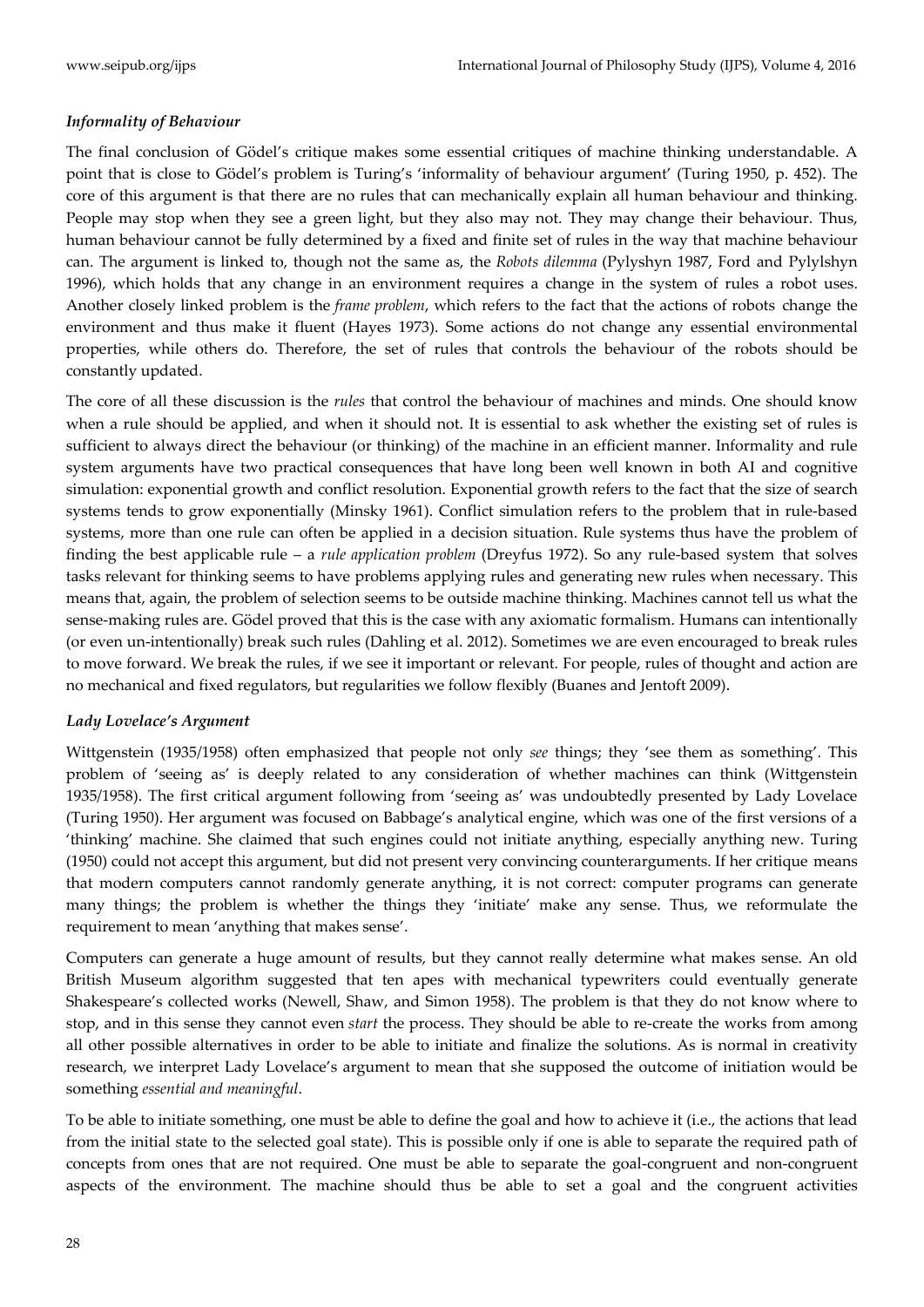### *Informality of Behaviour*

The final conclusion of Gödel's critique makes some essential critiques of machine thinking understandable. A point that is close to Gödel's problem is Turing's 'informality of behaviour argument' (Turing 1950, p. 452). The core of this argument is that there are no rules that can mechanically explain all human behaviour and thinking. People may stop when they see a green light, but they also may not. They may change their behaviour. Thus, human behaviour cannot be fully determined by a fixed and finite set of rules in the way that machine behaviour can. The argument is linked to, though not the same as, the *Robots dilemma* (Pylyshyn 1987, Ford and Pylylshyn 1996), which holds that any change in an environment requires a change in the system of rules a robot uses. Another closely linked problem is the *frame problem*, which refers to the fact that the actions of robots change the environment and thus make it fluent (Hayes 1973). Some actions do not change any essential environmental properties, while others do. Therefore, the set of rules that controls the behaviour of the robots should be constantly updated.

The core of all these discussion is the *rules* that control the behaviour of machines and minds. One should know when a rule should be applied, and when it should not. It is essential to ask whether the existing set of rules is sufficient to always direct the behaviour (or thinking) of the machine in an efficient manner. Informality and rule system arguments have two practical consequences that have long been well known in both AI and cognitive simulation: exponential growth and conflict resolution. Exponential growth refers to the fact that the size of search systems tends to grow exponentially (Minsky 1961). Conflict simulation refers to the problem that in rule-based systems, more than one rule can often be applied in a decision situation. Rule systems thus have the problem of finding the best applicable rule – a *rule application problem* (Dreyfus 1972). So any rule-based system that solves tasks relevant for thinking seems to have problems applying rules and generating new rules when necessary. This means that, again, the problem of selection seems to be outside machine thinking. Machines cannot tell us what the sense-making rules are. Gödel proved that this is the case with any axiomatic formalism. Humans can intentionally (or even un-intentionally) break such rules (Dahling et al. 2012). Sometimes we are even encouraged to break rules to move forward. We break the rules, if we see it important or relevant. For people, rules of thought and action are no mechanical and fixed regulators, but regularities we follow flexibly (Buanes and Jentoft 2009).

### *Lady Lovelace's Argument*

Wittgenstein (1935/1958) often emphasized that people not only *see* things; they 'see them as something'. This problem of 'seeing as' is deeply related to any consideration of whether machines can think (Wittgenstein 1935/1958). The first critical argument following from 'seeing as' was undoubtedly presented by Lady Lovelace (Turing 1950). Her argument was focused on Babbage's analytical engine, which was one of the first versions of a 'thinking' machine. She claimed that such engines could not initiate anything, especially anything new. Turing (1950) could not accept this argument, but did not present very convincing counterarguments. If her critique means that modern computers cannot randomly generate anything, it is not correct: computer programs can generate many things; the problem is whether the things they 'initiate' make any sense. Thus, we reformulate the requirement to mean 'anything that makes sense'.

Computers can generate a huge amount of results, but they cannot really determine what makes sense. An old British Museum algorithm suggested that ten apes with mechanical typewriters could eventually generate Shakespeare's collected works (Newell, Shaw, and Simon 1958). The problem is that they do not know where to stop, and in this sense they cannot even *start* the process. They should be able to re-create the works from among all other possible alternatives in order to be able to initiate and finalize the solutions. As is normal in creativity research, we interpret Lady Lovelace's argument to mean that she supposed the outcome of initiation would be something *essential and meaningful*.

To be able to initiate something, one must be able to define the goal and how to achieve it (i.e., the actions that lead from the initial state to the selected goal state). This is possible only if one is able to separate the required path of concepts from ones that are not required. One must be able to separate the goal-congruent and non-congruent aspects of the environment. The machine should thus be able to set a goal and the congruent activities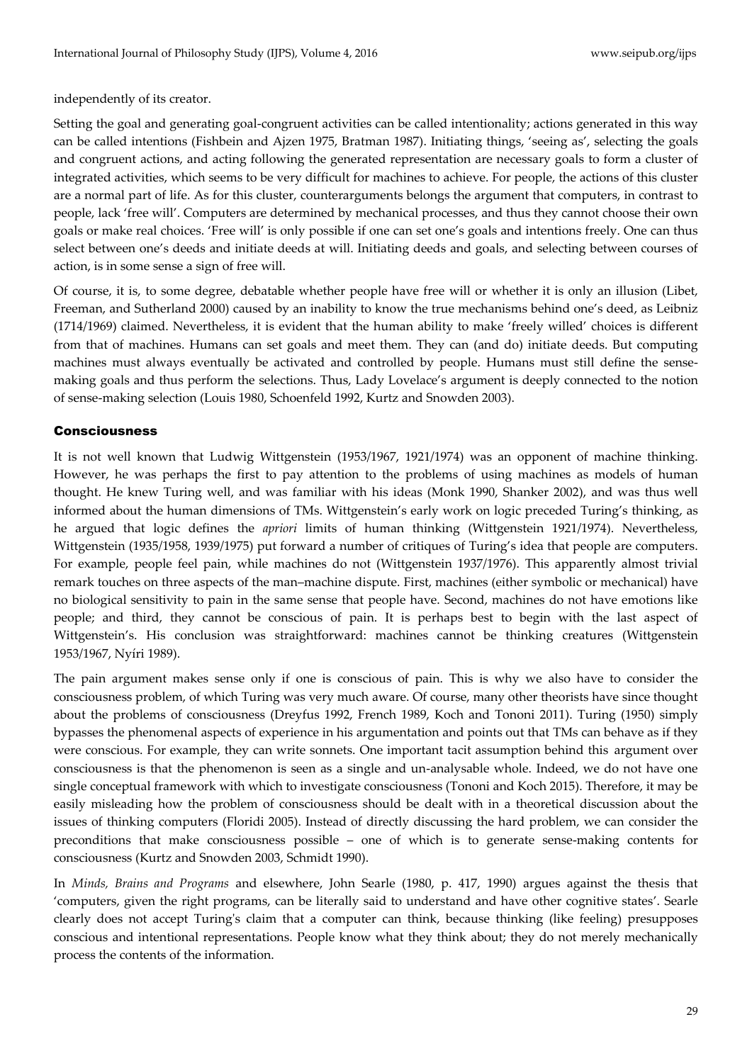independently of its creator.

Setting the goal and generating goal-congruent activities can be called intentionality; actions generated in this way can be called intentions (Fishbein and Ajzen 1975, Bratman 1987). Initiating things, 'seeing as', selecting the goals and congruent actions, and acting following the generated representation are necessary goals to form a cluster of integrated activities, which seems to be very difficult for machines to achieve. For people, the actions of this cluster are a normal part of life. As for this cluster, counterarguments belongs the argument that computers, in contrast to people, lack 'free will'. Computers are determined by mechanical processes, and thus they cannot choose their own goals or make real choices. 'Free will' is only possible if one can set one's goals and intentions freely. One can thus select between one's deeds and initiate deeds at will. Initiating deeds and goals, and selecting between courses of action, is in some sense a sign of free will.

Of course, it is, to some degree, debatable whether people have free will or whether it is only an illusion (Libet, Freeman, and Sutherland 2000) caused by an inability to know the true mechanisms behind one's deed, as Leibniz (1714/1969) claimed. Nevertheless, it is evident that the human ability to make 'freely willed' choices is different from that of machines. Humans can set goals and meet them. They can (and do) initiate deeds. But computing machines must always eventually be activated and controlled by people. Humans must still define the sense-making goals and thus perform the selections. Thus, Lady Lovelace's argument is deeply connected to the notion of sense-making selection (Louis 1980, Schoenfeld 1992, Kurtz and Snowden 2003).

## Consciousness

It is not well known that Ludwig Wittgenstein (1953/1967, 1921/1974) was an opponent of machine thinking. However, he was perhaps the first to pay attention to the problems of using machines as models of human thought. He knew Turing well, and was familiar with his ideas (Monk 1990, Shanker 2002), and was thus well informed about the human dimensions of TMs. Wittgenstein's early work on logic preceded Turing's thinking, as he argued that logic defines the *apriori* limits of human thinking (Wittgenstein 1921/1974). Nevertheless, Wittgenstein (1935/1958, 1939/1975) put forward a number of critiques of Turing's idea that people are computers. For example, people feel pain, while machines do not (Wittgenstein 1937/1976). This apparently almost trivial remark touches on three aspects of the man–machine dispute. First, machines (either symbolic or mechanical) have no biological sensitivity to pain in the same sense that people have. Second, machines do not have emotions like people; and third, they cannot be conscious of pain. It is perhaps best to begin with the last aspect of Wittgenstein's. His conclusion was straightforward: machines cannot be thinking creatures (Wittgenstein 1953/1967, Nyíri 1989).

The pain argument makes sense only if one is conscious of pain. This is why we also have to consider the consciousness problem, of which Turing was very much aware. Of course, many other theorists have since thought about the problems of consciousness (Dreyfus 1992, French 1989, Koch and Tononi 2011). Turing (1950) simply bypasses the phenomenal aspects of experience in his argumentation and points out that TMs can behave as if they were conscious. For example, they can write sonnets. One important tacit assumption behind this argument over consciousness is that the phenomenon is seen as a single and un-analysable whole. Indeed, we do not have one single conceptual framework with which to investigate consciousness (Tononi and Koch 2015). Therefore, it may be easily misleading how the problem of consciousness should be dealt with in a theoretical discussion about the issues of thinking computers (Floridi 2005). Instead of directly discussing the hard problem, we can consider the preconditions that make consciousness possible – one of which is to generate sense-making contents for consciousness (Kurtz and Snowden 2003, Schmidt 1990).

In *Minds, Brains and Programs* and elsewhere, John Searle (1980, p. 417, 1990) argues against the thesis that 'computers, given the right programs, can be literally said to understand and have other cognitive states'. Searle clearly does not accept Turing's claim that a computer can think, because thinking (like feeling) presupposes conscious and intentional representations. People know what they think about; they do not merely mechanically process the contents of the information.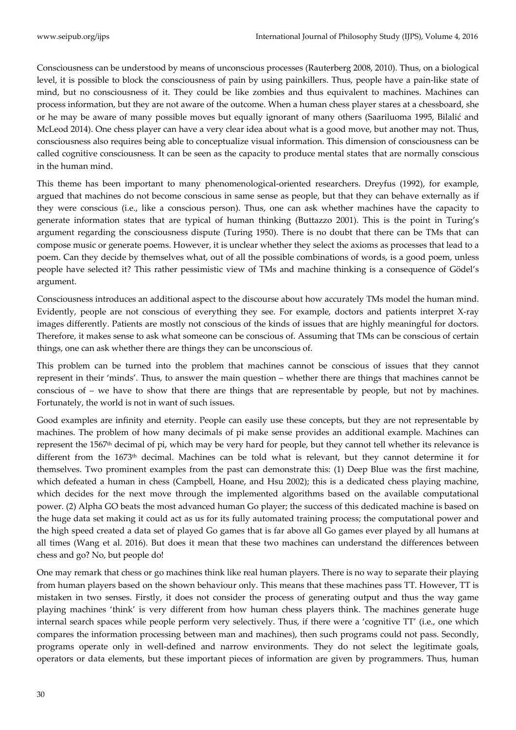Consciousness can be understood by means of unconscious processes (Rauterberg 2008, 2010). Thus, on a biological level, it is possible to block the consciousness of pain by using painkillers. Thus, people have a pain-like state of mind, but no consciousness of it. They could be like zombies and thus equivalent to machines. Machines can process information, but they are not aware of the outcome. When a human chess player stares at a chessboard, she or he may be aware of many possible moves but equally ignorant of many others (Saariluoma 1995, Bilalić and McLeod 2014). One chess player can have a very clear idea about what is a good move, but another may not. Thus, consciousness also requires being able to conceptualize visual information. This dimension of consciousness can be called cognitive consciousness. It can be seen as the capacity to produce mental states that are normally conscious in the human mind.

This theme has been important to many phenomenological-oriented researchers. Dreyfus (1992), for example, argued that machines do not become conscious in same sense as people, but that they can behave externally as if they were conscious (i.e., like a conscious person). Thus, one can ask whether machines have the capacity to generate information states that are typical of human thinking (Buttazzo 2001). This is the point in Turing's argument regarding the consciousness dispute (Turing 1950). There is no doubt that there can be TMs that can compose music or generate poems. However, it is unclear whether they select the axioms as processes that lead to a poem. Can they decide by themselves what, out of all the possible combinations of words, is a good poem, unless people have selected it? This rather pessimistic view of TMs and machine thinking is a consequence of Gödel's argument.

Consciousness introduces an additional aspect to the discourse about how accurately TMs model the human mind. Evidently, people are not conscious of everything they see. For example, doctors and patients interpret X-ray images differently. Patients are mostly not conscious of the kinds of issues that are highly meaningful for doctors. Therefore, it makes sense to ask what someone can be conscious of. Assuming that TMs can be conscious of certain things, one can ask whether there are things they can be unconscious of.

This problem can be turned into the problem that machines cannot be conscious of issues that they cannot represent in their 'minds'. Thus, to answer the main question – whether there are things that machines cannot be conscious of – we have to show that there are things that are representable by people, but not by machines. Fortunately, the world is not in want of such issues.

Good examples are infinity and eternity. People can easily use these concepts, but they are not representable by machines. The problem of how many decimals of pi make sense provides an additional example. Machines can represent the 1567th decimal of pi, which may be very hard for people, but they cannot tell whether its relevance is different from the 1673th decimal. Machines can be told what is relevant, but they cannot determine it for themselves. Two prominent examples from the past can demonstrate this: (1) Deep Blue was the first machine, which defeated a human in chess (Campbell, Hoane, and Hsu 2002); this is a dedicated chess playing machine, which decides for the next move through the implemented algorithms based on the available computational power. (2) Alpha GO beats the most advanced human Go player; the success of this dedicated machine is based on the huge data set making it could act as us for its fully automated training process; the computational power and the high speed created a data set of played Go games that is far above all Go games ever played by all humans at all times (Wang et al. 2016). But does it mean that these two machines can understand the differences between chess and go? No, but people do!

One may remark that chess or go machines think like real human players. There is no way to separate their playing from human players based on the shown behaviour only. This means that these machines pass TT. However, TT is mistaken in two senses. Firstly, it does not consider the process of generating output and thus the way game playing machines 'think' is very different from how human chess players think. The machines generate huge internal search spaces while people perform very selectively. Thus, if there were a 'cognitive TT' (i.e., one which compares the information processing between man and machines), then such programs could not pass. Secondly, programs operate only in well-defined and narrow environments. They do not select the legitimate goals, operators or data elements, but these important pieces of information are given by programmers. Thus, human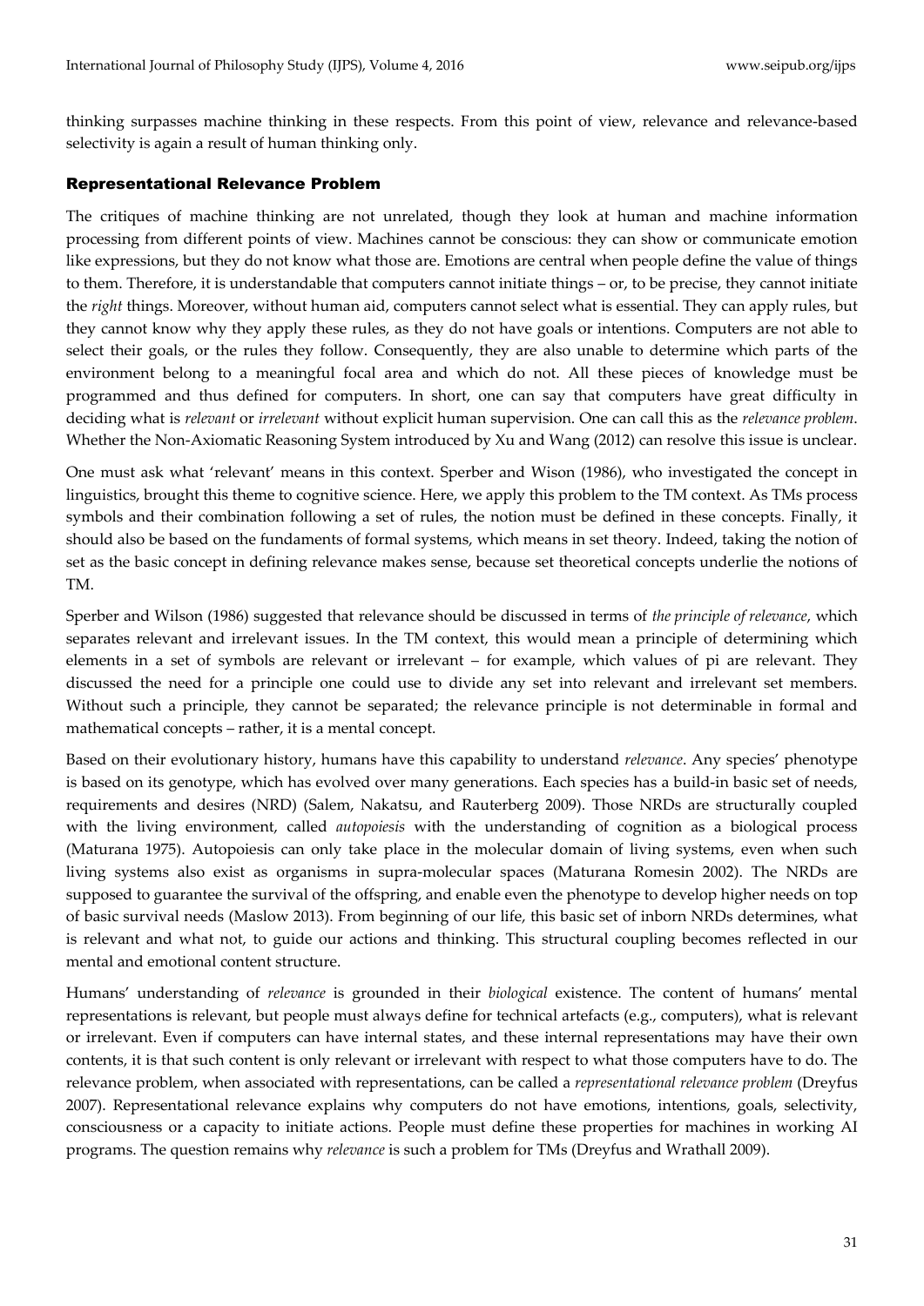thinking surpasses machine thinking in these respects. From this point of view, relevance and relevance-based selectivity is again a result of human thinking only.

## Representational Relevance Problem

The critiques of machine thinking are not unrelated, though they look at human and machine information processing from different points of view. Machines cannot be conscious: they can show or communicate emotion like expressions, but they do not know what those are. Emotions are central when people define the value of things to them. Therefore, it is understandable that computers cannot initiate things – or, to be precise, they cannot initiate the *right* things. Moreover, without human aid, computers cannot select what is essential. They can apply rules, but they cannot know why they apply these rules, as they do not have goals or intentions. Computers are not able to select their goals, or the rules they follow. Consequently, they are also unable to determine which parts of the environment belong to a meaningful focal area and which do not. All these pieces of knowledge must be programmed and thus defined for computers. In short, one can say that computers have great difficulty in deciding what is *relevant* or *irrelevant* without explicit human supervision. One can call this as the *relevance problem*. Whether the Non-Axiomatic Reasoning System introduced by Xu and Wang (2012) can resolve this issue is unclear.

One must ask what 'relevant' means in this context. Sperber and Wison (1986), who investigated the concept in linguistics, brought this theme to cognitive science. Here, we apply this problem to the TM context. As TMs process symbols and their combination following a set of rules, the notion must be defined in these concepts. Finally, it should also be based on the fundaments of formal systems, which means in set theory. Indeed, taking the notion of set as the basic concept in defining relevance makes sense, because set theoretical concepts underlie the notions of TM.

Sperber and Wilson (1986) suggested that relevance should be discussed in terms of *the principle of relevance*, which separates relevant and irrelevant issues. In the TM context, this would mean a principle of determining which elements in a set of symbols are relevant or irrelevant – for example, which values of pi are relevant. They discussed the need for a principle one could use to divide any set into relevant and irrelevant set members. Without such a principle, they cannot be separated; the relevance principle is not determinable in formal and mathematical concepts – rather, it is a mental concept.

Based on their evolutionary history, humans have this capability to understand *relevance*. Any species' phenotype is based on its genotype, which has evolved over many generations. Each species has a build-in basic set of needs, requirements and desires (NRD) (Salem, Nakatsu, and Rauterberg 2009). Those NRDs are structurally coupled with the living environment, called *autopoiesis* with the understanding of cognition as a biological process (Maturana 1975). Autopoiesis can only take place in the molecular domain of living systems, even when such living systems also exist as organisms in supra-molecular spaces (Maturana Romesin 2002). The NRDs are supposed to guarantee the survival of the offspring, and enable even the phenotype to develop higher needs on top of basic survival needs (Maslow 2013). From beginning of our life, this basic set of inborn NRDs determines, what is relevant and what not, to guide our actions and thinking. This structural coupling becomes reflected in our mental and emotional content structure.

Humans' understanding of *relevance* is grounded in their *biological* existence. The content of humans' mental representations is relevant, but people must always define for technical artefacts (e.g., computers), what is relevant or irrelevant. Even if computers can have internal states, and these internal representations may have their own contents, it is that such content is only relevant or irrelevant with respect to what those computers have to do. The relevance problem, when associated with representations, can be called a *representational relevance problem* (Dreyfus 2007). Representational relevance explains why computers do not have emotions, intentions, goals, selectivity, consciousness or a capacity to initiate actions. People must define these properties for machines in working AI programs. The question remains why *relevance* is such a problem for TMs (Dreyfus and Wrathall 2009).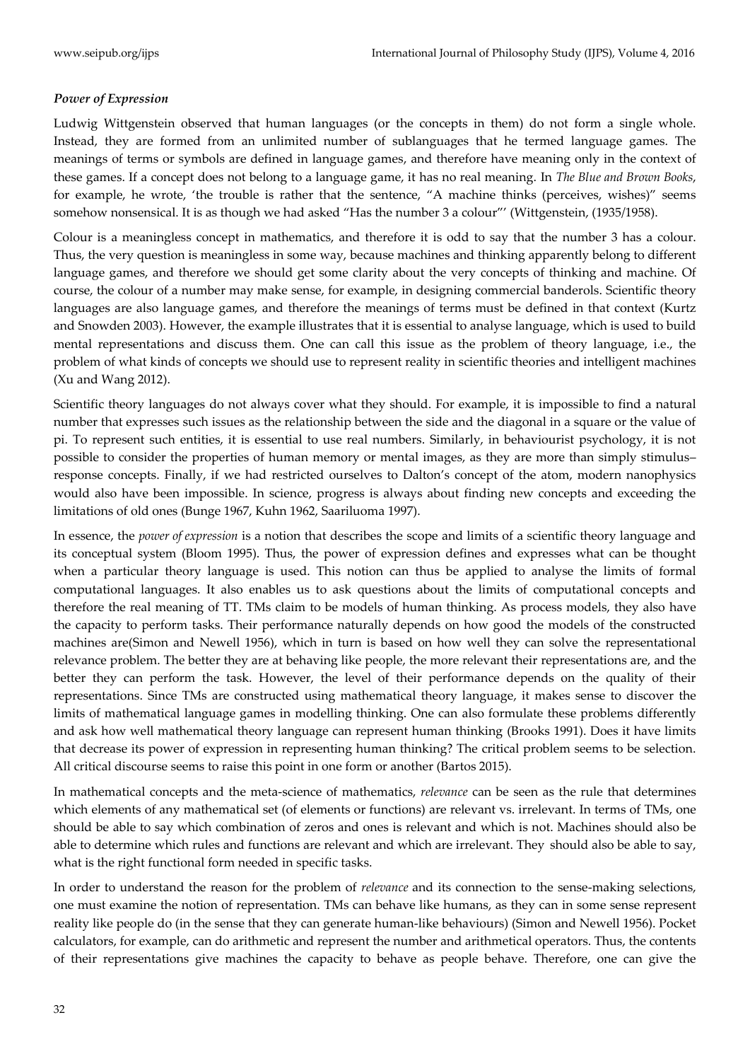### *Power of Expression*

Ludwig Wittgenstein observed that human languages (or the concepts in them) do not form a single whole. Instead, they are formed from an unlimited number of sublanguages that he termed language games. The meanings of terms or symbols are defined in language games, and therefore have meaning only in the context of these games. If a concept does not belong to a language game, it has no real meaning. In *The Blue and Brown Books*, for example, he wrote, 'the trouble is rather that the sentence, "A machine thinks (perceives, wishes)" seems somehow nonsensical. It is as though we had asked "Has the number 3 a colour"' (Wittgenstein, (1935/1958).

Colour is a meaningless concept in mathematics, and therefore it is odd to say that the number 3 has a colour. Thus, the very question is meaningless in some way, because machines and thinking apparently belong to different language games, and therefore we should get some clarity about the very concepts of thinking and machine. Of course, the colour of a number may make sense, for example, in designing commercial banderols. Scientific theory languages are also language games, and therefore the meanings of terms must be defined in that context (Kurtz and Snowden 2003). However, the example illustrates that it is essential to analyse language, which is used to build mental representations and discuss them. One can call this issue as the problem of theory language, i.e., the problem of what kinds of concepts we should use to represent reality in scientific theories and intelligent machines (Xu and Wang 2012).

Scientific theory languages do not always cover what they should. For example, it is impossible to find a natural number that expresses such issues as the relationship between the side and the diagonal in a square or the value of pi. To represent such entities, it is essential to use real numbers. Similarly, in behaviourist psychology, it is not possible to consider the properties of human memory or mental images, as they are more than simply stimulus–response concepts. Finally, if we had restricted ourselves to Dalton's concept of the atom, modern nanophysics would also have been impossible. In science, progress is always about finding new concepts and exceeding the limitations of old ones (Bunge 1967, Kuhn 1962, Saariluoma 1997).

In essence, the *power of expression* is a notion that describes the scope and limits of a scientific theory language and its conceptual system (Bloom 1995). Thus, the power of expression defines and expresses what can be thought when a particular theory language is used. This notion can thus be applied to analyse the limits of formal computational languages. It also enables us to ask questions about the limits of computational concepts and therefore the real meaning of TT. TMs claim to be models of human thinking. As process models, they also have the capacity to perform tasks. Their performance naturally depends on how good the models of the constructed machines are(Simon and Newell 1956), which in turn is based on how well they can solve the representational relevance problem. The better they are at behaving like people, the more relevant their representations are, and the better they can perform the task. However, the level of their performance depends on the quality of their representations. Since TMs are constructed using mathematical theory language, it makes sense to discover the limits of mathematical language games in modelling thinking. One can also formulate these problems differently and ask how well mathematical theory language can represent human thinking (Brooks 1991). Does it have limits that decrease its power of expression in representing human thinking? The critical problem seems to be selection. All critical discourse seems to raise this point in one form or another (Bartos 2015).

In mathematical concepts and the meta-science of mathematics, *relevance* can be seen as the rule that determines which elements of any mathematical set (of elements or functions) are relevant vs. irrelevant. In terms of TMs, one should be able to say which combination of zeros and ones is relevant and which is not. Machines should also be able to determine which rules and functions are relevant and which are irrelevant. They should also be able to say, what is the right functional form needed in specific tasks.

In order to understand the reason for the problem of *relevance* and its connection to the sense-making selections, one must examine the notion of representation. TMs can behave like humans, as they can in some sense represent reality like people do (in the sense that they can generate human-like behaviours) (Simon and Newell 1956). Pocket calculators, for example, can do arithmetic and represent the number and arithmetical operators. Thus, the contents of their representations give machines the capacity to behave as people behave. Therefore, one can give the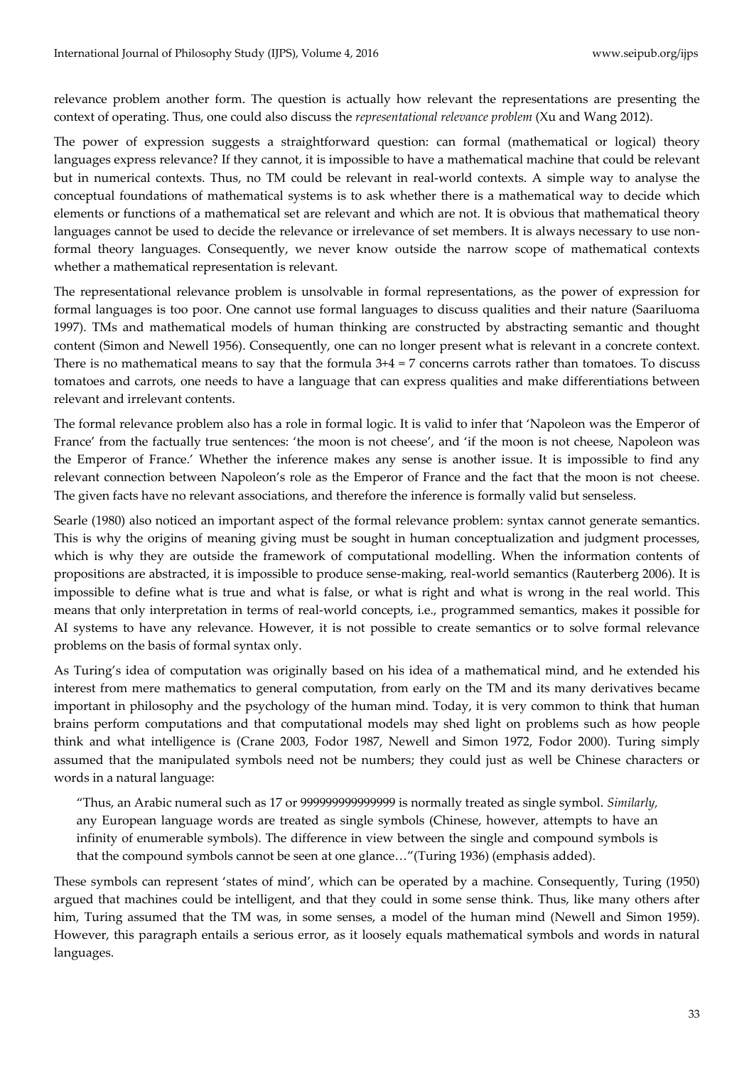relevance problem another form. The question is actually how relevant the representations are presenting the context of operating. Thus, one could also discuss the *representational relevance problem* (Xu and Wang 2012).

The power of expression suggests a straightforward question: can formal (mathematical or logical) theory languages express relevance? If they cannot, it is impossible to have a mathematical machine that could be relevant but in numerical contexts. Thus, no TM could be relevant in real-world contexts. A simple way to analyse the conceptual foundations of mathematical systems is to ask whether there is a mathematical way to decide which elements or functions of a mathematical set are relevant and which are not. It is obvious that mathematical theory languages cannot be used to decide the relevance or irrelevance of set members. It is always necessary to use non-formal theory languages. Consequently, we never know outside the narrow scope of mathematical contexts whether a mathematical representation is relevant.

The representational relevance problem is unsolvable in formal representations, as the power of expression for formal languages is too poor. One cannot use formal languages to discuss qualities and their nature (Saariluoma 1997). TMs and mathematical models of human thinking are constructed by abstracting semantic and thought content (Simon and Newell 1956). Consequently, one can no longer present what is relevant in a concrete context. There is no mathematical means to say that the formula $3+4 = 7$ concerns carrots rather than tomatoes. To discuss tomatoes and carrots, one needs to have a language that can express qualities and make differentiations between relevant and irrelevant contents.

The formal relevance problem also has a role in formal logic. It is valid to infer that 'Napoleon was the Emperor of France' from the factually true sentences: 'the moon is not cheese', and 'if the moon is not cheese, Napoleon was the Emperor of France.' Whether the inference makes any sense is another issue. It is impossible to find any relevant connection between Napoleon's role as the Emperor of France and the fact that the moon is not cheese. The given facts have no relevant associations, and therefore the inference is formally valid but senseless.

Searle (1980) also noticed an important aspect of the formal relevance problem: syntax cannot generate semantics. This is why the origins of meaning giving must be sought in human conceptualization and judgment processes, which is why they are outside the framework of computational modelling. When the information contents of propositions are abstracted, it is impossible to produce sense-making, real-world semantics (Rauterberg 2006). It is impossible to define what is true and what is false, or what is right and what is wrong in the real world. This means that only interpretation in terms of real-world concepts, i.e., programmed semantics, makes it possible for AI systems to have any relevance. However, it is not possible to create semantics or to solve formal relevance problems on the basis of formal syntax only.

As Turing's idea of computation was originally based on his idea of a mathematical mind, and he extended his interest from mere mathematics to general computation, from early on the TM and its many derivatives became important in philosophy and the psychology of the human mind. Today, it is very common to think that human brains perform computations and that computational models may shed light on problems such as how people think and what intelligence is (Crane 2003, Fodor 1987, Newell and Simon 1972, Fodor 2000). Turing simply assumed that the manipulated symbols need not be numbers; they could just as well be Chinese characters or words in a natural language:

> "Thus, an Arabic numeral such as 17 or 999999999999999 is normally treated as single symbol. *Similarly,* any European language words are treated as single symbols (Chinese, however, attempts to have an infinity of enumerable symbols). The difference in view between the single and compound symbols is that the compound symbols cannot be seen at one glance…"(Turing 1936) (emphasis added).

These symbols can represent 'states of mind', which can be operated by a machine. Consequently, Turing (1950) argued that machines could be intelligent, and that they could in some sense think. Thus, like many others after him, Turing assumed that the TM was, in some senses, a model of the human mind (Newell and Simon 1959). However, this paragraph entails a serious error, as it loosely equals mathematical symbols and words in natural languages.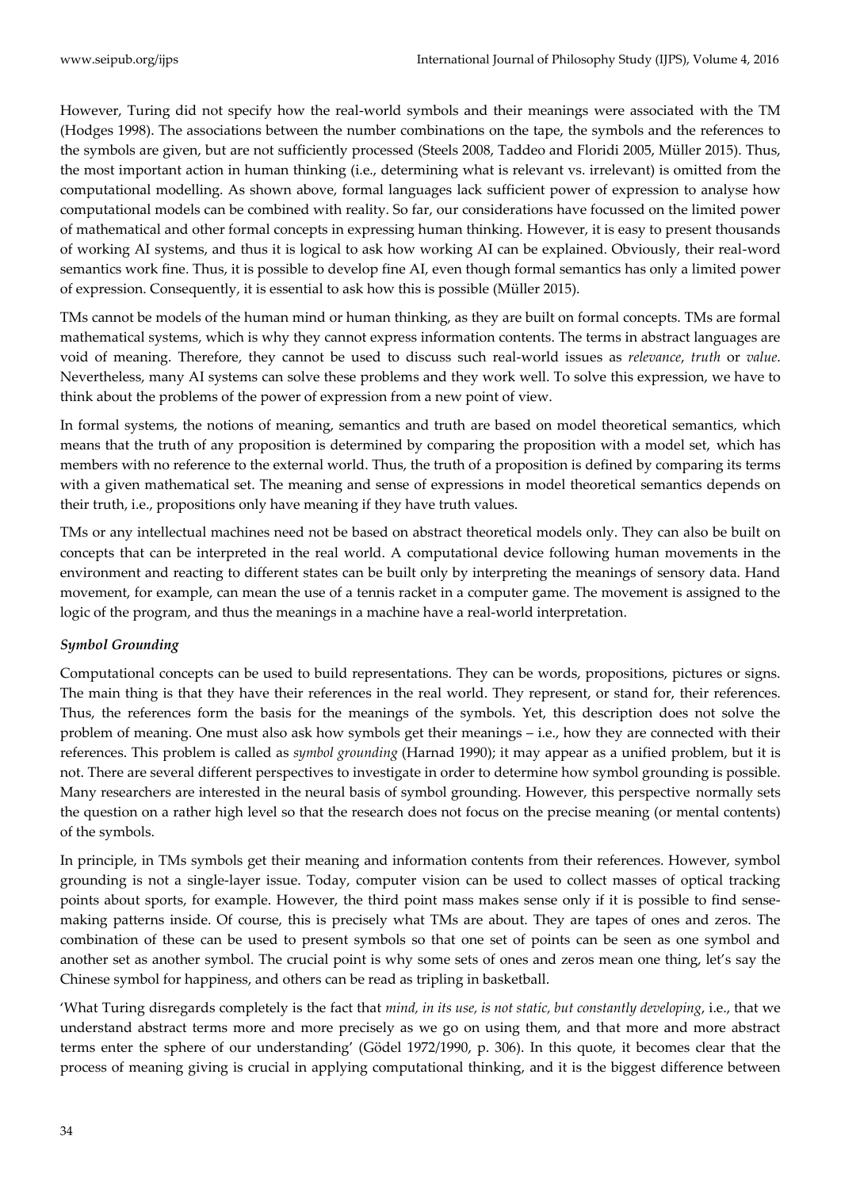However, Turing did not specify how the real-world symbols and their meanings were associated with the TM (Hodges 1998). The associations between the number combinations on the tape, the symbols and the references to the symbols are given, but are not sufficiently processed (Steels 2008, Taddeo and Floridi 2005, Müller 2015). Thus, the most important action in human thinking (i.e., determining what is relevant vs. irrelevant) is omitted from the computational modelling. As shown above, formal languages lack sufficient power of expression to analyse how computational models can be combined with reality. So far, our considerations have focussed on the limited power of mathematical and other formal concepts in expressing human thinking. However, it is easy to present thousands of working AI systems, and thus it is logical to ask how working AI can be explained. Obviously, their real-word semantics work fine. Thus, it is possible to develop fine AI, even though formal semantics has only a limited power of expression. Consequently, it is essential to ask how this is possible (Müller 2015).

TMs cannot be models of the human mind or human thinking, as they are built on formal concepts. TMs are formal mathematical systems, which is why they cannot express information contents. The terms in abstract languages are void of meaning. Therefore, they cannot be used to discuss such real-world issues as *relevance*, *truth* or *value*. Nevertheless, many AI systems can solve these problems and they work well. To solve this expression, we have to think about the problems of the power of expression from a new point of view.

In formal systems, the notions of meaning, semantics and truth are based on model theoretical semantics, which means that the truth of any proposition is determined by comparing the proposition with a model set, which has members with no reference to the external world. Thus, the truth of a proposition is defined by comparing its terms with a given mathematical set. The meaning and sense of expressions in model theoretical semantics depends on their truth, i.e., propositions only have meaning if they have truth values.

TMs or any intellectual machines need not be based on abstract theoretical models only. They can also be built on concepts that can be interpreted in the real world. A computational device following human movements in the environment and reacting to different states can be built only by interpreting the meanings of sensory data. Hand movement, for example, can mean the use of a tennis racket in a computer game. The movement is assigned to the logic of the program, and thus the meanings in a machine have a real-world interpretation.

### *Symbol Grounding*

Computational concepts can be used to build representations. They can be words, propositions, pictures or signs. The main thing is that they have their references in the real world. They represent, or stand for, their references. Thus, the references form the basis for the meanings of the symbols. Yet, this description does not solve the problem of meaning. One must also ask how symbols get their meanings – i.e., how they are connected with their references. This problem is called as *symbol grounding* (Harnad 1990); it may appear as a unified problem, but it is not. There are several different perspectives to investigate in order to determine how symbol grounding is possible. Many researchers are interested in the neural basis of symbol grounding. However, this perspective normally sets the question on a rather high level so that the research does not focus on the precise meaning (or mental contents) of the symbols.

In principle, in TMs symbols get their meaning and information contents from their references. However, symbol grounding is not a single-layer issue. Today, computer vision can be used to collect masses of optical tracking points about sports, for example. However, the third point mass makes sense only if it is possible to find sense-making patterns inside. Of course, this is precisely what TMs are about. They are tapes of ones and zeros. The combination of these can be used to present symbols so that one set of points can be seen as one symbol and another set as another symbol. The crucial point is why some sets of ones and zeros mean one thing, let's say the Chinese symbol for happiness, and others can be read as tripling in basketball.

'What Turing disregards completely is the fact that *mind, in its use, is not static, but constantly developing*, i.e., that we understand abstract terms more and more precisely as we go on using them, and that more and more abstract terms enter the sphere of our understanding' (Gödel 1972/1990, p. 306). In this quote, it becomes clear that the process of meaning giving is crucial in applying computational thinking, and it is the biggest difference between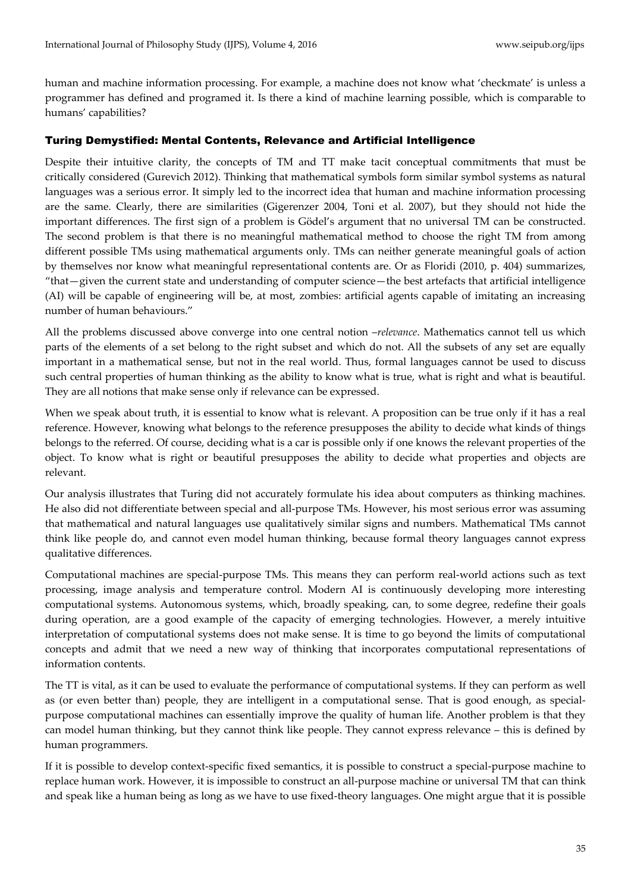human and machine information processing. For example, a machine does not know what 'checkmate' is unless a programmer has defined and programed it. Is there a kind of machine learning possible, which is comparable to humans' capabilities?

## Turing Demystified: Mental Contents, Relevance and Artificial Intelligence

Despite their intuitive clarity, the concepts of TM and TT make tacit conceptual commitments that must be critically considered (Gurevich 2012). Thinking that mathematical symbols form similar symbol systems as natural languages was a serious error. It simply led to the incorrect idea that human and machine information processing are the same. Clearly, there are similarities (Gigerenzer 2004, Toni et al. 2007), but they should not hide the important differences. The first sign of a problem is Gödel's argument that no universal TM can be constructed. The second problem is that there is no meaningful mathematical method to choose the right TM from among different possible TMs using mathematical arguments only. TMs can neither generate meaningful goals of action by themselves nor know what meaningful representational contents are. Or as Floridi (2010, p. 404) summarizes, "that—given the current state and understanding of computer science—the best artefacts that artificial intelligence (AI) will be capable of engineering will be, at most, zombies: artificial agents capable of imitating an increasing number of human behaviours."

All the problems discussed above converge into one central notion –*relevance*. Mathematics cannot tell us which parts of the elements of a set belong to the right subset and which do not. All the subsets of any set are equally important in a mathematical sense, but not in the real world. Thus, formal languages cannot be used to discuss such central properties of human thinking as the ability to know what is true, what is right and what is beautiful. They are all notions that make sense only if relevance can be expressed.

When we speak about truth, it is essential to know what is relevant. A proposition can be true only if it has a real reference. However, knowing what belongs to the reference presupposes the ability to decide what kinds of things belongs to the referred. Of course, deciding what is a car is possible only if one knows the relevant properties of the object. To know what is right or beautiful presupposes the ability to decide what properties and objects are relevant.

Our analysis illustrates that Turing did not accurately formulate his idea about computers as thinking machines. He also did not differentiate between special and all-purpose TMs. However, his most serious error was assuming that mathematical and natural languages use qualitatively similar signs and numbers. Mathematical TMs cannot think like people do, and cannot even model human thinking, because formal theory languages cannot express qualitative differences.

Computational machines are special-purpose TMs. This means they can perform real-world actions such as text processing, image analysis and temperature control. Modern AI is continuously developing more interesting computational systems. Autonomous systems, which, broadly speaking, can, to some degree, redefine their goals during operation, are a good example of the capacity of emerging technologies. However, a merely intuitive interpretation of computational systems does not make sense. It is time to go beyond the limits of computational concepts and admit that we need a new way of thinking that incorporates computational representations of information contents.

The TT is vital, as it can be used to evaluate the performance of computational systems. If they can perform as well as (or even better than) people, they are intelligent in a computational sense. That is good enough, as special-purpose computational machines can essentially improve the quality of human life. Another problem is that they can model human thinking, but they cannot think like people. They cannot express relevance – this is defined by human programmers.

If it is possible to develop context-specific fixed semantics, it is possible to construct a special-purpose machine to replace human work. However, it is impossible to construct an all-purpose machine or universal TM that can think and speak like a human being as long as we have to use fixed-theory languages. One might argue that it is possible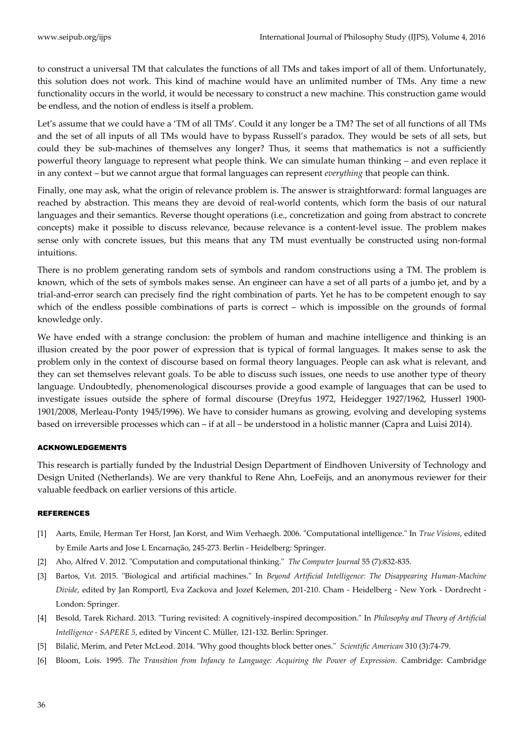to construct a universal TM that calculates the functions of all TMs and takes import of all of them. Unfortunately, this solution does not work. This kind of machine would have an unlimited number of TMs. Any time a new functionality occurs in the world, it would be necessary to construct a new machine. This construction game would be endless, and the notion of endless is itself a problem.

Let's assume that we could have a 'TM of all TMs'. Could it any longer be a TM? The set of all functions of all TMs and the set of all inputs of all TMs would have to bypass Russell's paradox. They would be sets of all sets, but could they be sub-machines of themselves any longer? Thus, it seems that mathematics is not a sufficiently powerful theory language to represent what people think. We can simulate human thinking – and even replace it in any context – but we cannot argue that formal languages can represent *everything* that people can think.

Finally, one may ask, what the origin of relevance problem is. The answer is straightforward: formal languages are reached by abstraction. This means they are devoid of real-world contents, which form the basis of our natural languages and their semantics. Reverse thought operations (i.e., concretization and going from abstract to concrete concepts) make it possible to discuss relevance, because relevance is a content-level issue. The problem makes sense only with concrete issues, but this means that any TM must eventually be constructed using non-formal intuitions.

There is no problem generating random sets of symbols and random constructions using a TM. The problem is known, which of the sets of symbols makes sense. An engineer can have a set of all parts of a jumbo jet, and by a trial-and-error search can precisely find the right combination of parts. Yet he has to be competent enough to say which of the endless possible combinations of parts is correct – which is impossible on the grounds of formal knowledge only.

We have ended with a strange conclusion: the problem of human and machine intelligence and thinking is an illusion created by the poor power of expression that is typical of formal languages. It makes sense to ask the problem only in the context of discourse based on formal theory languages. People can ask what is relevant, and they can set themselves relevant goals. To be able to discuss such issues, one needs to use another type of theory language. Undoubtedly, phenomenological discourses provide a good example of languages that can be used to investigate issues outside the sphere of formal discourse (Dreyfus 1972, Heidegger 1927/1962, Husserl 1900-1901/2008, Merleau-Ponty 1945/1996). We have to consider humans as growing, evolving and developing systems based on irreversible processes which can – if at all – be understood in a holistic manner (Capra and Luisi 2014).

## ACKNOWLEDGEMENTS

This research is partially funded by the Industrial Design Department of Eindhoven University of Technology and Design United (Netherlands). We are very thankful to Rene Ahn, LoeFeijs, and an anonymous reviewer for their valuable feedback on earlier versions of this article.

## REFERENCES

[1] Aarts, Emile, Herman Ter Horst, Jan Korst, and Wim Verhaegh. 2006. "Computational intelligence." In *True Visions*, edited by Emile Aarts and Jose L Encarnação, 245-273. Berlin - Heidelberg: Springer.

[2] Aho, Alfred V. 2012. "Computation and computational thinking." *The Computer Journal* 55 (7):832-835.

[3] Bartos, Vıt. 2015. "Biological and artificial machines." In *Beyond Artificial Intelligence: The Disappearing Human-Machine Divide*, edited by Jan Romportl, Eva Zackova and Jozef Kelemen, 201-210. Cham - Heidelberg - New York - Dordrecht - London: Springer.

[4] Besold, Tarek Richard. 2013. "Turing revisited: A cognitively-inspired decomposition." In *Philosophy and Theory of Artificial Intelligence - SAPERE 5*, edited by Vincent C. Müller, 121-132. Berlin: Springer.

[5] Bilalić, Merim, and Peter McLeod. 2014. "Why good thoughts block better ones." *Scientific American* 310 (3):74-79.

[6] Bloom, Lois. 1995. *The Transition from Infancy to Language: Acquiring the Power of Expression*. Cambridge: Cambridge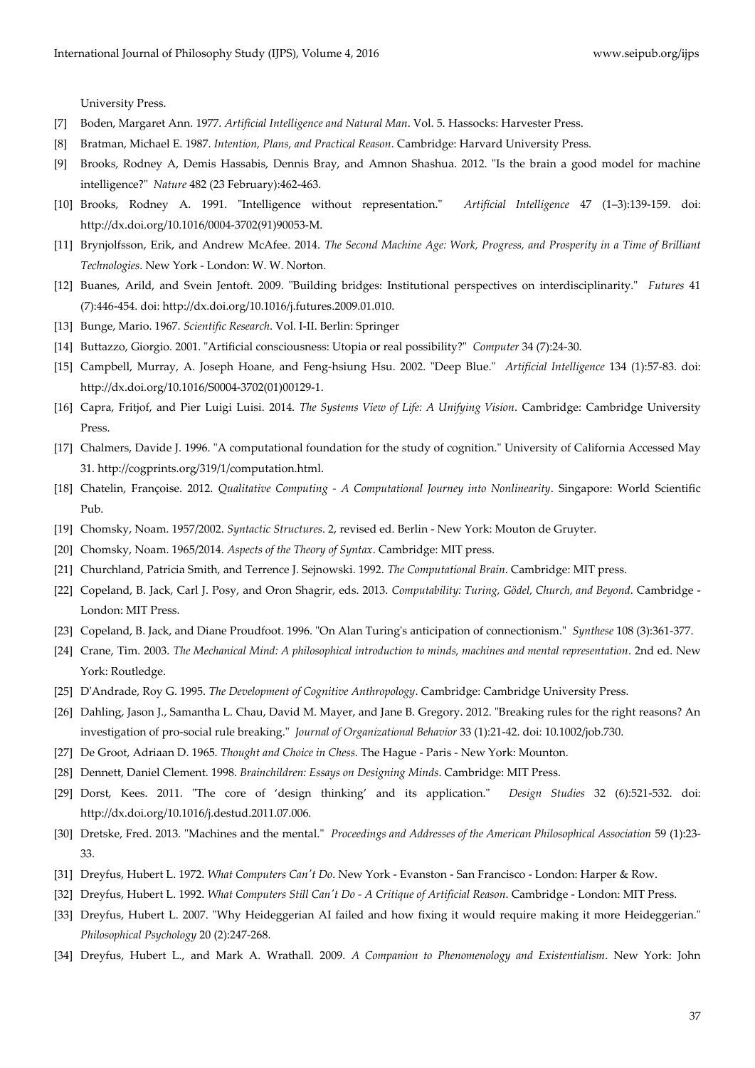University Press.

[7] Boden, Margaret Ann. 1977. *Artificial Intelligence and Natural Man*. Vol. 5. Hassocks: Harvester Press.

[8] Bratman, Michael E. 1987. *Intention, Plans, and Practical Reason*. Cambridge: Harvard University Press.

[9] Brooks, Rodney A, Demis Hassabis, Dennis Bray, and Amnon Shashua. 2012. "Is the brain a good model for machine intelligence?" *Nature* 482 (23 February):462-463.

[10] Brooks, Rodney A. 1991. "Intelligence without representation." *Artificial Intelligence* 47 (1–3):139-159. doi: http://dx.doi.org/10.1016/0004-3702(91)90053-M.

[11] Brynjolfsson, Erik, and Andrew McAfee. 2014. *The Second Machine Age: Work, Progress, and Prosperity in a Time of Brilliant Technologies*. New York - London: W. W. Norton.

[12] Buanes, Arild, and Svein Jentoft. 2009. "Building bridges: Institutional perspectives on interdisciplinarity." *Futures* 41 (7):446-454. doi: http://dx.doi.org/10.1016/j.futures.2009.01.010.

[13] Bunge, Mario. 1967. *Scientific Research*. Vol. I-II. Berlin: Springer

[14] Buttazzo, Giorgio. 2001. "Artificial consciousness: Utopia or real possibility?" *Computer* 34 (7):24-30.

[15] Campbell, Murray, A. Joseph Hoane, and Feng-hsiung Hsu. 2002. "Deep Blue." *Artificial Intelligence* 134 (1):57-83. doi: http://dx.doi.org/10.1016/S0004-3702(01)00129-1.

[16] Capra, Fritjof, and Pier Luigi Luisi. 2014. *The Systems View of Life: A Unifying Vision*. Cambridge: Cambridge University Press.

[17] Chalmers, Davide J. 1996. "A computational foundation for the study of cognition." University of California Accessed May 31. http://cogprints.org/319/1/computation.html.

[18] Chatelin, Françoise. 2012. *Qualitative Computing - A Computational Journey into Nonlinearity*. Singapore: World Scientific Pub.

[19] Chomsky, Noam. 1957/2002. *Syntactic Structures*. 2, revised ed. Berlin - New York: Mouton de Gruyter.

[20] Chomsky, Noam. 1965/2014. *Aspects of the Theory of Syntax*. Cambridge: MIT press.

[21] Churchland, Patricia Smith, and Terrence J. Sejnowski. 1992. *The Computational Brain*. Cambridge: MIT press.

[22] Copeland, B. Jack, Carl J. Posy, and Oron Shagrir, eds. 2013. *Computability: Turing, Gödel, Church, and Beyond*. Cambridge - London: MIT Press.

[23] Copeland, B. Jack, and Diane Proudfoot. 1996. "On Alan Turing's anticipation of connectionism." *Synthese* 108 (3):361-377.

[24] Crane, Tim. 2003. *The Mechanical Mind: A philosophical introduction to minds, machines and mental representation*. 2nd ed. New York: Routledge.

[25] D'Andrade, Roy G. 1995. *The Development of Cognitive Anthropology*. Cambridge: Cambridge University Press.

[26] Dahling, Jason J., Samantha L. Chau, David M. Mayer, and Jane B. Gregory. 2012. "Breaking rules for the right reasons? An investigation of pro-social rule breaking." *Journal of Organizational Behavior* 33 (1):21-42. doi: 10.1002/job.730.

[27] De Groot, Adriaan D. 1965. *Thought and Choice in Chess*. The Hague - Paris - New York: Mounton.

[28] Dennett, Daniel Clement. 1998. *Brainchildren: Essays on Designing Minds*. Cambridge: MIT Press.

[29] Dorst, Kees. 2011. "The core of 'design thinking' and its application." *Design Studies* 32 (6):521-532. doi: http://dx.doi.org/10.1016/j.destud.2011.07.006.

[30] Dretske, Fred. 2013. "Machines and the mental." *Proceedings and Addresses of the American Philosophical Association* 59 (1):23-33.

[31] Dreyfus, Hubert L. 1972. *What Computers Can't Do*. New York - Evanston - San Francisco - London: Harper & Row.

[32] Dreyfus, Hubert L. 1992. *What Computers Still Can't Do - A Critique of Artificial Reason*. Cambridge - London: MIT Press.

[33] Dreyfus, Hubert L. 2007. "Why Heideggerian AI failed and how fixing it would require making it more Heideggerian." *Philosophical Psychology* 20 (2):247-268.

[34] Dreyfus, Hubert L., and Mark A. Wrathall. 2009. *A Companion to Phenomenology and Existentialism*. New York: John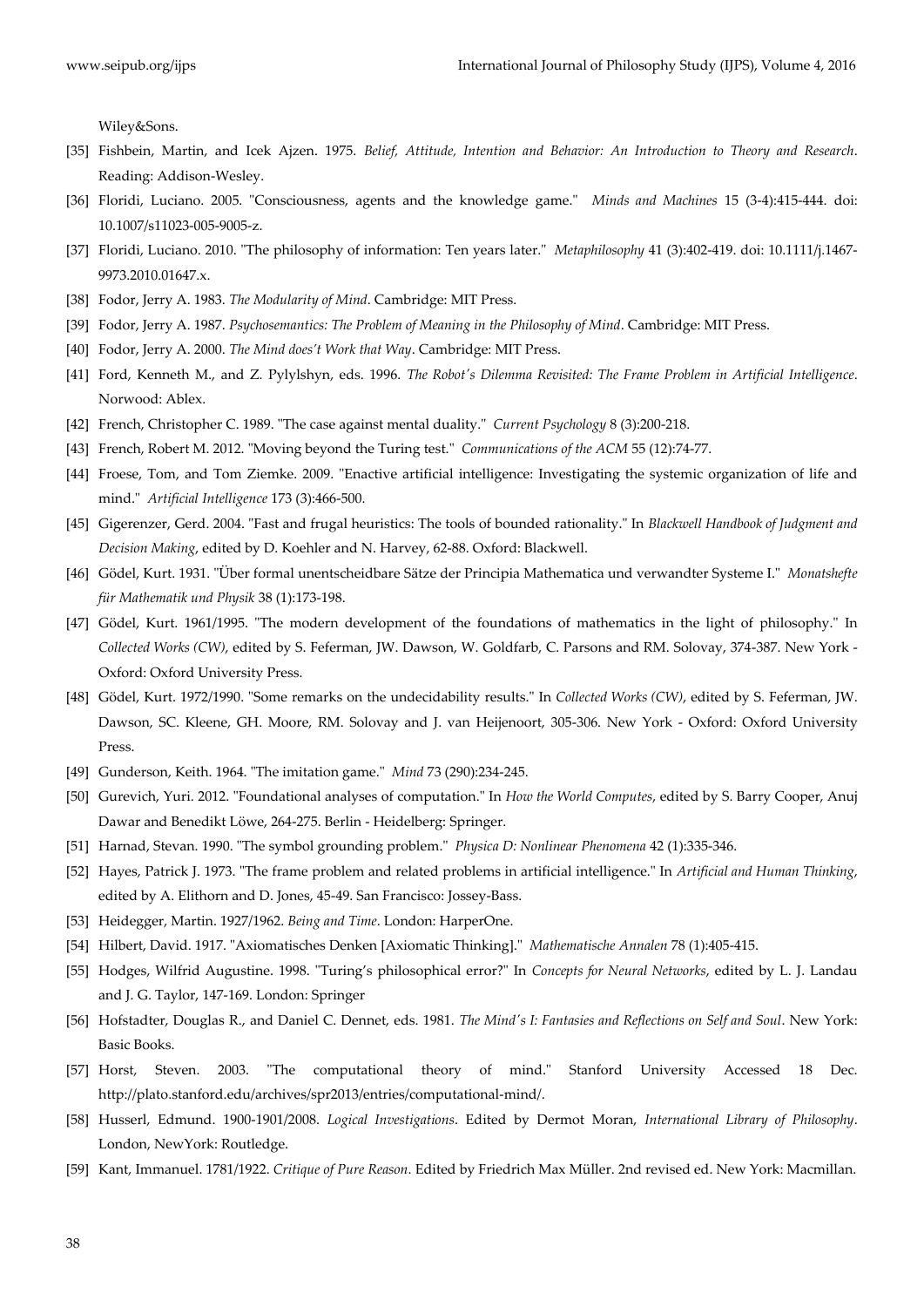Wiley&Sons.

- [35] Fishbein, Martin, and Icek Ajzen. 1975. *Belief, Attitude, Intention and Behavior: An Introduction to Theory and Research*. Reading: Addison-Wesley.
- [36] Floridi, Luciano. 2005. "Consciousness, agents and the knowledge game." *Minds and Machines* 15 (3-4):415-444. doi: 10.1007/s11023-005-9005-z.
- [37] Floridi, Luciano. 2010. "The philosophy of information: Ten years later." *Metaphilosophy* 41 (3):402-419. doi: 10.1111/j.1467-9973.2010.01647.x.
- [38] Fodor, Jerry A. 1983. *The Modularity of Mind*. Cambridge: MIT Press.
- [39] Fodor, Jerry A. 1987. *Psychosemantics: The Problem of Meaning in the Philosophy of Mind*. Cambridge: MIT Press.
- [40] Fodor, Jerry A. 2000. *The Mind does't Work that Way*. Cambridge: MIT Press.
- [41] Ford, Kenneth M., and Z. Pylylshyn, eds. 1996. *The Robot's Dilemma Revisited: The Frame Problem in Artificial Intelligence*. Norwood: Ablex.
- [42] French, Christopher C. 1989. "The case against mental duality." *Current Psychology* 8 (3):200-218.
- [43] French, Robert M. 2012. "Moving beyond the Turing test." *Communications of the ACM* 55 (12):74-77.
- [44] Froese, Tom, and Tom Ziemke. 2009. "Enactive artificial intelligence: Investigating the systemic organization of life and mind." *Artificial Intelligence* 173 (3):466-500.
- [45] Gigerenzer, Gerd. 2004. "Fast and frugal heuristics: The tools of bounded rationality." In *Blackwell Handbook of Judgment and Decision Making*, edited by D. Koehler and N. Harvey, 62-88. Oxford: Blackwell.
- [46] Gödel, Kurt. 1931. "Über formal unentscheidbare Sätze der Principia Mathematica und verwandter Systeme I." *Monatshefte für Mathematik und Physik* 38 (1):173-198.
- [47] Gödel, Kurt. 1961/1995. "The modern development of the foundations of mathematics in the light of philosophy." In *Collected Works (CW)*, edited by S. Feferman, JW. Dawson, W. Goldfarb, C. Parsons and RM. Solovay, 374-387. New York - Oxford: Oxford University Press.
- [48] Gödel, Kurt. 1972/1990. "Some remarks on the undecidability results." In *Collected Works (CW)*, edited by S. Feferman, JW. Dawson, SC. Kleene, GH. Moore, RM. Solovay and J. van Heijenoort, 305-306. New York - Oxford: Oxford University Press.
- [49] Gunderson, Keith. 1964. "The imitation game." *Mind* 73 (290):234-245.
- [50] Gurevich, Yuri. 2012. "Foundational analyses of computation." In *How the World Computes*, edited by S. Barry Cooper, Anuj Dawar and Benedikt Löwe, 264-275. Berlin - Heidelberg: Springer.
- [51] Harnad, Stevan. 1990. "The symbol grounding problem." *Physica D: Nonlinear Phenomena* 42 (1):335-346.
- [52] Hayes, Patrick J. 1973. "The frame problem and related problems in artificial intelligence." In *Artificial and Human Thinking*, edited by A. Elithorn and D. Jones, 45-49. San Francisco: Jossey-Bass.
- [53] Heidegger, Martin. 1927/1962. *Being and Time*. London: HarperOne.
- [54] Hilbert, David. 1917. "Axiomatisches Denken [Axiomatic Thinking]." *Mathematische Annalen* 78 (1):405-415.
- [55] Hodges, Wilfrid Augustine. 1998. "Turing's philosophical error?" In *Concepts for Neural Networks*, edited by L. J. Landau and J. G. Taylor, 147-169. London: Springer
- [56] Hofstadter, Douglas R., and Daniel C. Dennet, eds. 1981. *The Mind's I: Fantasies and Reflections on Self and Soul*. New York: Basic Books.
- [57] Horst, Steven. 2003. "The computational theory of mind." Stanford University Accessed 18 Dec. http://plato.stanford.edu/archives/spr2013/entries/computational-mind/.
- [58] Husserl, Edmund. 1900-1901/2008. *Logical Investigations*. Edited by Dermot Moran, *International Library of Philosophy*. London, NewYork: Routledge.
- [59] Kant, Immanuel. 1781/1922. *Critique of Pure Reason*. Edited by Friedrich Max Müller. 2nd revised ed. New York: Macmillan.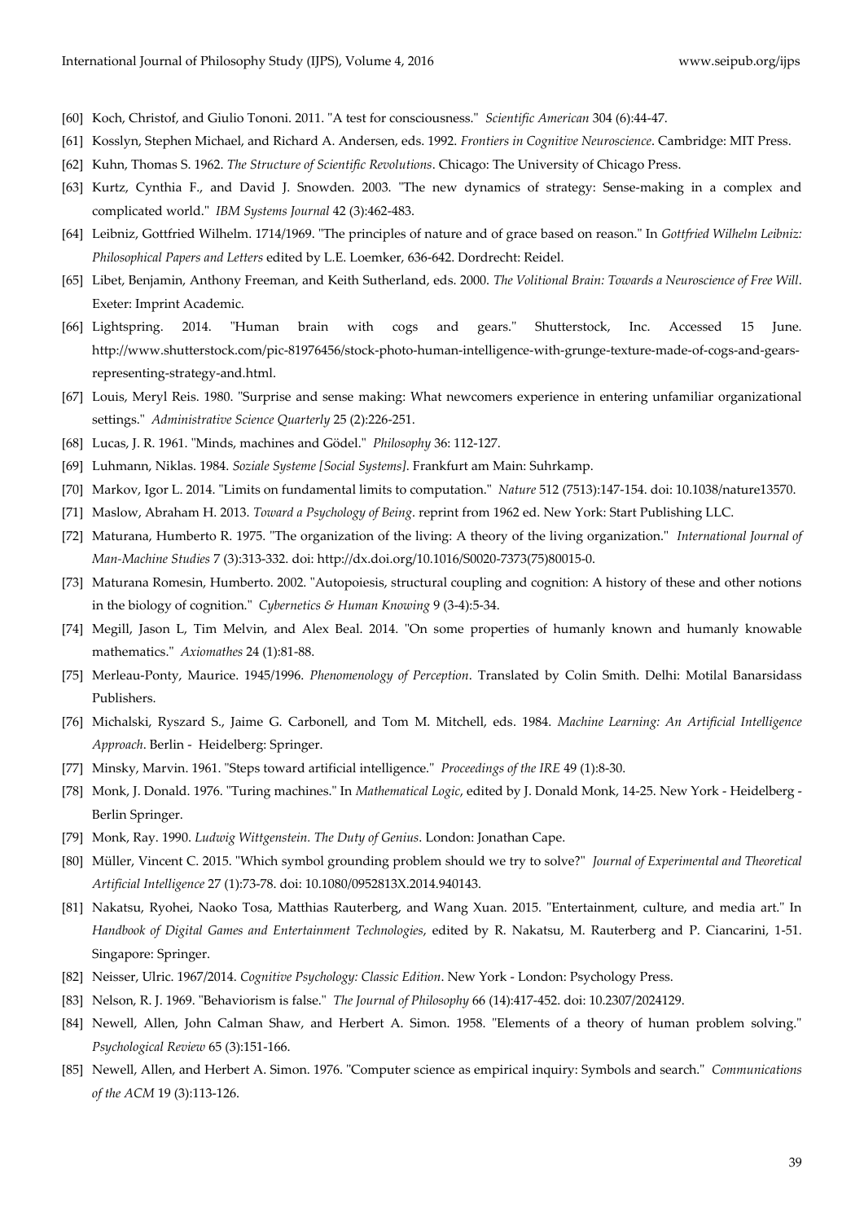[60] Koch, Christof, and Giulio Tononi. 2011. "A test for consciousness." *Scientific American* 304 (6):44-47.

[61] Kosslyn, Stephen Michael, and Richard A. Andersen, eds. 1992. *Frontiers in Cognitive Neuroscience*. Cambridge: MIT Press.

[62] Kuhn, Thomas S. 1962. *The Structure of Scientific Revolutions*. Chicago: The University of Chicago Press.

[63] Kurtz, Cynthia F., and David J. Snowden. 2003. "The new dynamics of strategy: Sense-making in a complex and complicated world." *IBM Systems Journal* 42 (3):462-483.

[64] Leibniz, Gottfried Wilhelm. 1714/1969. "The principles of nature and of grace based on reason." In *Gottfried Wilhelm Leibniz: Philosophical Papers and Letters* edited by L.E. Loemker, 636-642. Dordrecht: Reidel.

[65] Libet, Benjamin, Anthony Freeman, and Keith Sutherland, eds. 2000. *The Volitional Brain: Towards a Neuroscience of Free Will*. Exeter: Imprint Academic.

[66] Lightspring. 2014. "Human brain with cogs and gears." Shutterstock, Inc. Accessed 15 June. http://www.shutterstock.com/pic-81976456/stock-photo-human-intelligence-with-grunge-texture-made-of-cogs-and-gears-representing-strategy-and.html.

[67] Louis, Meryl Reis. 1980. "Surprise and sense making: What newcomers experience in entering unfamiliar organizational settings." *Administrative Science Quarterly* 25 (2):226-251.

[68] Lucas, J. R. 1961. "Minds, machines and Gödel." *Philosophy* 36: 112-127.

[69] Luhmann, Niklas. 1984. *Soziale Systeme [Social Systems]*. Frankfurt am Main: Suhrkamp.

[70] Markov, Igor L. 2014. "Limits on fundamental limits to computation." *Nature* 512 (7513):147-154. doi: 10.1038/nature13570.

[71] Maslow, Abraham H. 2013. *Toward a Psychology of Being*. reprint from 1962 ed. New York: Start Publishing LLC.

[72] Maturana, Humberto R. 1975. "The organization of the living: A theory of the living organization." *International Journal of Man-Machine Studies* 7 (3):313-332. doi: http://dx.doi.org/10.1016/S0020-7373(75)80015-0.

[73] Maturana Romesin, Humberto. 2002. "Autopoiesis, structural coupling and cognition: A history of these and other notions in the biology of cognition." *Cybernetics & Human Knowing* 9 (3-4):5-34.

[74] Megill, Jason L, Tim Melvin, and Alex Beal. 2014. "On some properties of humanly known and humanly knowable mathematics." *Axiomathes* 24 (1):81-88.

[75] Merleau-Ponty, Maurice. 1945/1996. *Phenomenology of Perception*. Translated by Colin Smith. Delhi: Motilal Banarsidass Publishers.

[76] Michalski, Ryszard S., Jaime G. Carbonell, and Tom M. Mitchell, eds. 1984. *Machine Learning: An Artificial Intelligence Approach*. Berlin - Heidelberg: Springer.

[77] Minsky, Marvin. 1961. "Steps toward artificial intelligence." *Proceedings of the IRE* 49 (1):8-30.

[78] Monk, J. Donald. 1976. "Turing machines." In *Mathematical Logic*, edited by J. Donald Monk, 14-25. New York - Heidelberg - Berlin Springer.

[79] Monk, Ray. 1990. *Ludwig Wittgenstein. The Duty of Genius*. London: Jonathan Cape.

[80] Müller, Vincent C. 2015. "Which symbol grounding problem should we try to solve?" *Journal of Experimental and Theoretical Artificial Intelligence* 27 (1):73-78. doi: 10.1080/0952813X.2014.940143.

[81] Nakatsu, Ryohei, Naoko Tosa, Matthias Rauterberg, and Wang Xuan. 2015. "Entertainment, culture, and media art." In *Handbook of Digital Games and Entertainment Technologies*, edited by R. Nakatsu, M. Rauterberg and P. Ciancarini, 1-51. Singapore: Springer.

[82] Neisser, Ulric. 1967/2014. *Cognitive Psychology: Classic Edition*. New York - London: Psychology Press.

[83] Nelson, R. J. 1969. "Behaviorism is false." *The Journal of Philosophy* 66 (14):417-452. doi: 10.2307/2024129.

[84] Newell, Allen, John Calman Shaw, and Herbert A. Simon. 1958. "Elements of a theory of human problem solving." *Psychological Review* 65 (3):151-166.

[85] Newell, Allen, and Herbert A. Simon. 1976. "Computer science as empirical inquiry: Symbols and search." *Communications of the ACM* 19 (3):113-126.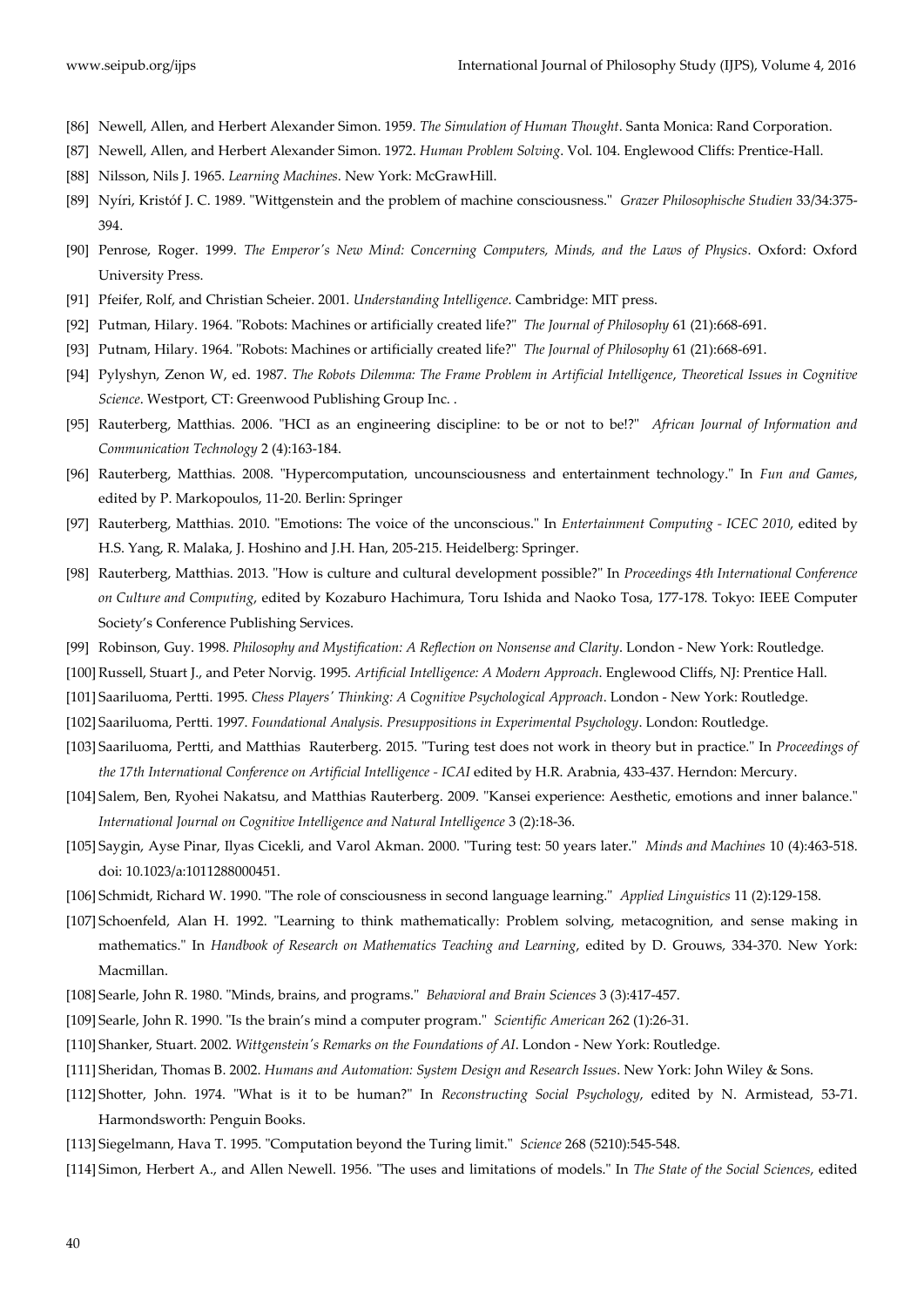[86] Newell, Allen, and Herbert Alexander Simon. 1959. *The Simulation of Human Thought*. Santa Monica: Rand Corporation.

[87] Newell, Allen, and Herbert Alexander Simon. 1972. *Human Problem Solving*. Vol. 104. Englewood Cliffs: Prentice-Hall.

[88] Nilsson, Nils J. 1965. *Learning Machines*. New York: McGrawHill.

[89] Nyíri, Kristóf J. C. 1989. "Wittgenstein and the problem of machine consciousness." *Grazer Philosophische Studien* 33/34:375-394.

[90] Penrose, Roger. 1999. *The Emperor's New Mind: Concerning Computers, Minds, and the Laws of Physics*. Oxford: Oxford University Press.

[91] Pfeifer, Rolf, and Christian Scheier. 2001. *Understanding Intelligence*. Cambridge: MIT press.

[92] Putman, Hilary. 1964. "Robots: Machines or artificially created life?" *The Journal of Philosophy* 61 (21):668-691.

[93] Putnam, Hilary. 1964. "Robots: Machines or artificially created life?" *The Journal of Philosophy* 61 (21):668-691.

[94] Pylyshyn, Zenon W, ed. 1987. *The Robots Dilemma: The Frame Problem in Artificial Intelligence*, *Theoretical Issues in Cognitive Science*. Westport, CT: Greenwood Publishing Group Inc. .

[95] Rauterberg, Matthias. 2006. "HCI as an engineering discipline: to be or not to be!?" *African Journal of Information and Communication Technology* 2 (4):163-184.

[96] Rauterberg, Matthias. 2008. "Hypercomputation, uncounsciousness and entertainment technology." In *Fun and Games*, edited by P. Markopoulos, 11-20. Berlin: Springer

[97] Rauterberg, Matthias. 2010. "Emotions: The voice of the unconscious." In *Entertainment Computing - ICEC 2010*, edited by H.S. Yang, R. Malaka, J. Hoshino and J.H. Han, 205-215. Heidelberg: Springer.

[98] Rauterberg, Matthias. 2013. "How is culture and cultural development possible?" In *Proceedings 4th International Conference on Culture and Computing*, edited by Kozaburo Hachimura, Toru Ishida and Naoko Tosa, 177-178. Tokyo: IEEE Computer Society's Conference Publishing Services.

[99] Robinson, Guy. 1998. *Philosophy and Mystification: A Reflection on Nonsense and Clarity*. London - New York: Routledge.

[100] Russell, Stuart J., and Peter Norvig. 1995. *Artificial Intelligence: A Modern Approach*. Englewood Cliffs, NJ: Prentice Hall.

[101] Saariluoma, Pertti. 1995. *Chess Players' Thinking: A Cognitive Psychological Approach*. London - New York: Routledge.

[102] Saariluoma, Pertti. 1997. *Foundational Analysis. Presuppositions in Experimental Psychology*. London: Routledge.

[103] Saariluoma, Pertti, and Matthias Rauterberg. 2015. "Turing test does not work in theory but in practice." In *Proceedings of the 17th International Conference on Artificial Intelligence - ICAI* edited by H.R. Arabnia, 433-437. Herndon: Mercury.

[104] Salem, Ben, Ryohei Nakatsu, and Matthias Rauterberg. 2009. "Kansei experience: Aesthetic, emotions and inner balance." *International Journal on Cognitive Intelligence and Natural Intelligence* 3 (2):18-36.

[105] Saygin, Ayse Pinar, Ilyas Cicekli, and Varol Akman. 2000. "Turing test: 50 years later." *Minds and Machines* 10 (4):463-518. doi: 10.1023/a:1011288000451.

[106] Schmidt, Richard W. 1990. "The role of consciousness in second language learning." *Applied Linguistics* 11 (2):129-158.

[107] Schoenfeld, Alan H. 1992. "Learning to think mathematically: Problem solving, metacognition, and sense making in mathematics." In *Handbook of Research on Mathematics Teaching and Learning*, edited by D. Grouws, 334-370. New York: Macmillan.

[108] Searle, John R. 1980. "Minds, brains, and programs." *Behavioral and Brain Sciences* 3 (3):417-457.

[109] Searle, John R. 1990. "Is the brain's mind a computer program." *Scientific American* 262 (1):26-31.

[110] Shanker, Stuart. 2002. *Wittgenstein's Remarks on the Foundations of AI*. London - New York: Routledge.

[111] Sheridan, Thomas B. 2002. *Humans and Automation: System Design and Research Issues*. New York: John Wiley & Sons.

[112] Shotter, John. 1974. "What is it to be human?" In *Reconstructing Social Psychology*, edited by N. Armistead, 53-71. Harmondsworth: Penguin Books.

[113] Siegelmann, Hava T. 1995. "Computation beyond the Turing limit." *Science* 268 (5210):545-548.

[114] Simon, Herbert A., and Allen Newell. 1956. "The uses and limitations of models." In *The State of the Social Sciences*, edited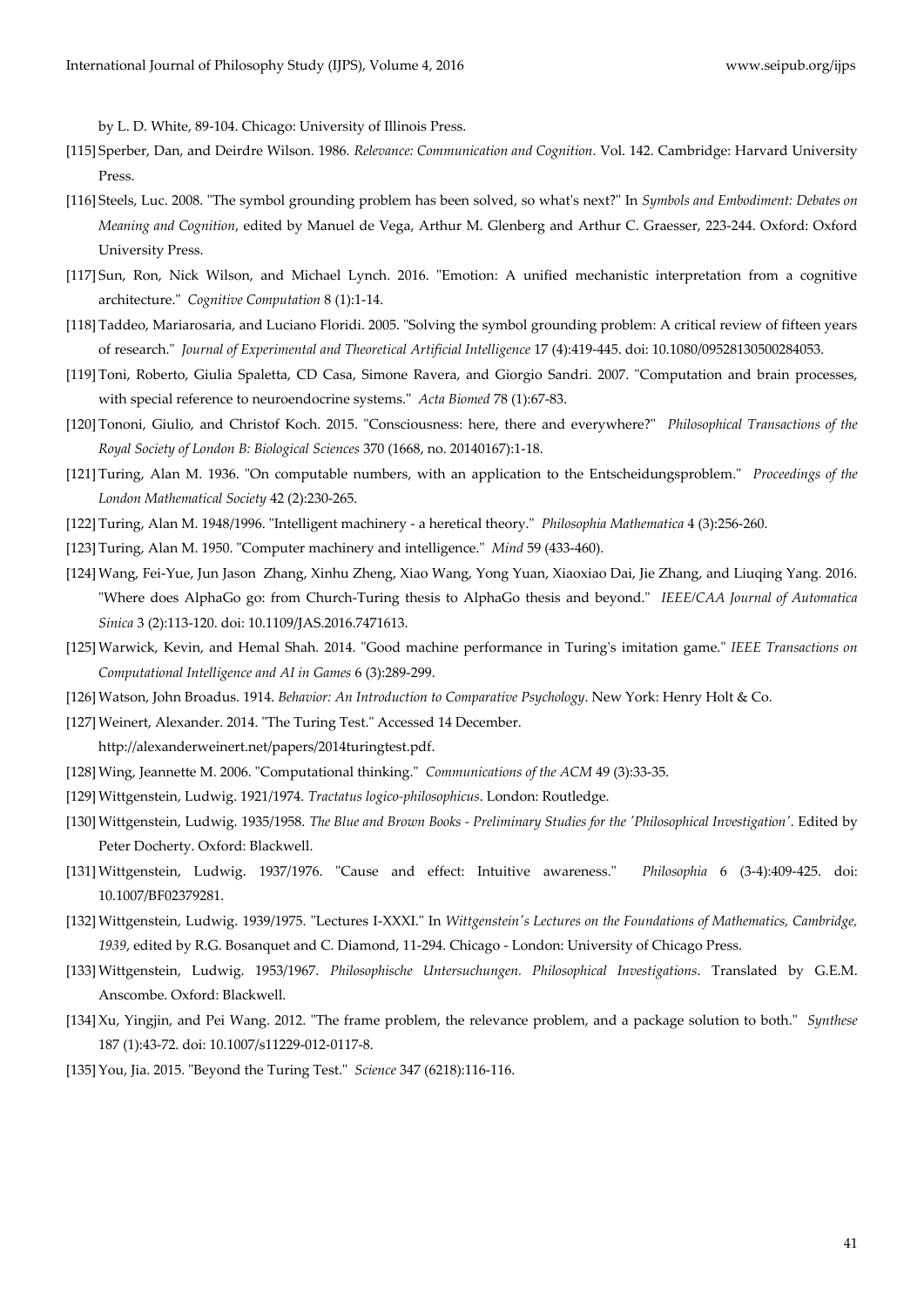by L. D. White, 89-104. Chicago: University of Illinois Press.

[115] Sperber, Dan, and Deirdre Wilson. 1986. *Relevance: Communication and Cognition*. Vol. 142. Cambridge: Harvard University Press.

[116] Steels, Luc. 2008. "The symbol grounding problem has been solved, so what's next?" In *Symbols and Embodiment: Debates on Meaning and Cognition*, edited by Manuel de Vega, Arthur M. Glenberg and Arthur C. Graesser, 223-244. Oxford: Oxford University Press.

[117] Sun, Ron, Nick Wilson, and Michael Lynch. 2016. "Emotion: A unified mechanistic interpretation from a cognitive architecture." *Cognitive Computation* 8 (1):1-14.

[118] Taddeo, Mariarosaria, and Luciano Floridi. 2005. "Solving the symbol grounding problem: A critical review of fifteen years of research." *Journal of Experimental and Theoretical Artificial Intelligence* 17 (4):419-445. doi: 10.1080/09528130500284053.

[119] Toni, Roberto, Giulia Spaletta, CD Casa, Simone Ravera, and Giorgio Sandri. 2007. "Computation and brain processes, with special reference to neuroendocrine systems." *Acta Biomed* 78 (1):67-83.

[120] Tononi, Giulio, and Christof Koch. 2015. "Consciousness: here, there and everywhere?" *Philosophical Transactions of the Royal Society of London B: Biological Sciences* 370 (1668, no. 20140167):1-18.

[121] Turing, Alan M. 1936. "On computable numbers, with an application to the Entscheidungsproblem." *Proceedings of the London Mathematical Society* 42 (2):230-265.

[122] Turing, Alan M. 1948/1996. "Intelligent machinery - a heretical theory." *Philosophia Mathematica* 4 (3):256-260.

[123] Turing, Alan M. 1950. "Computer machinery and intelligence." *Mind* 59 (433-460).

[124] Wang, Fei-Yue, Jun Jason Zhang, Xinhu Zheng, Xiao Wang, Yong Yuan, Xiaoxiao Dai, Jie Zhang, and Liuqing Yang. 2016. "Where does AlphaGo go: from Church-Turing thesis to AlphaGo thesis and beyond." *IEEE/CAA Journal of Automatica Sinica* 3 (2):113-120. doi: 10.1109/JAS.2016.7471613.

[125] Warwick, Kevin, and Hemal Shah. 2014. "Good machine performance in Turing's imitation game." *IEEE Transactions on Computational Intelligence and AI in Games* 6 (3):289-299.

[126] Watson, John Broadus. 1914. *Behavior: An Introduction to Comparative Psychology*. New York: Henry Holt & Co.

[127] Weinert, Alexander. 2014. "The Turing Test." Accessed 14 December. http://alexanderweinert.net/papers/2014turingtest.pdf.

[128] Wing, Jeannette M. 2006. "Computational thinking." *Communications of the ACM* 49 (3):33-35.

[129] Wittgenstein, Ludwig. 1921/1974. *Tractatus logico-philosophicus*. London: Routledge.

[130] Wittgenstein, Ludwig. 1935/1958. *The Blue and Brown Books - Preliminary Studies for the 'Philosophical Investigation'*. Edited by Peter Docherty. Oxford: Blackwell.

[131] Wittgenstein, Ludwig. 1937/1976. "Cause and effect: Intuitive awareness." *Philosophia* 6 (3-4):409-425. doi: 10.1007/BF02379281.

[132] Wittgenstein, Ludwig. 1939/1975. "Lectures I-XXXI." In *Wittgenstein's Lectures on the Foundations of Mathematics, Cambridge, 1939*, edited by R.G. Bosanquet and C. Diamond, 11-294. Chicago - London: University of Chicago Press.

[133] Wittgenstein, Ludwig. 1953/1967. *Philosophische Untersuchungen. Philosophical Investigations*. Translated by G.E.M. Anscombe. Oxford: Blackwell.

[134] Xu, Yingjin, and Pei Wang. 2012. "The frame problem, the relevance problem, and a package solution to both." *Synthese* 187 (1):43-72. doi: 10.1007/s11229-012-0117-8.

[135] You, Jia. 2015. "Beyond the Turing Test." *Science* 347 (6218):116-116.